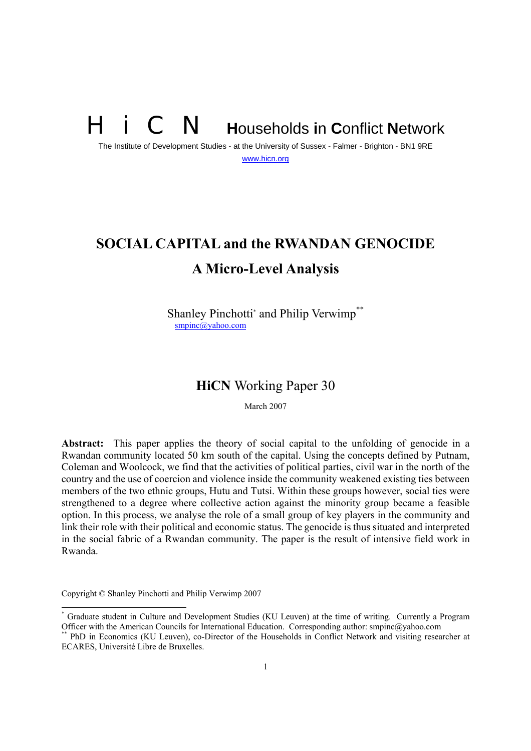H i C N **H**ouseholds **i**n **C**onflict **N**etwork

The Institute of Development Studies - at the University of Sussex - Falmer - Brighton - BN1 9RE

www.hicn.org

# SOCIAL CAPITAL and the RWANDAN GENOCIDE

## A Micro-Level Analysis

Shanley Pinchotti[*] and Philip Verwimp[**]

smpinc@yahoo.com

**HiCN** Working Paper 30

March 2007

**Abstract:** This paper applies the theory of social capital to the unfolding of genocide in a Rwandan community located 50 km south of the capital. Using the concepts defined by Putnam, Coleman and Woolcock, we find that the activities of political parties, civil war in the north of the country and the use of coercion and violence inside the community weakened existing ties between members of the two ethnic groups, Hutu and Tutsi. Within these groups however, social ties were strengthened to a degree where collective action against the minority group became a feasible option. In this process, we analyse the role of a small group of key players in the community and link their role with their political and economic status. The genocide is thus situated and interpreted in the social fabric of a Rwandan community. The paper is the result of intensive field work in Rwanda.

Copyright © Shanley Pinchotti and Philip Verwimp 2007

---

[*] Graduate student in Culture and Development Studies (KU Leuven) at the time of writing. Currently a Program Officer with the American Councils for International Education. Corresponding author: smpinc@yahoo.com

[**] PhD in Economics (KU Leuven), co-Director of the Households in Conflict Network and visiting researcher at ECARES, Université Libre de Bruxelles.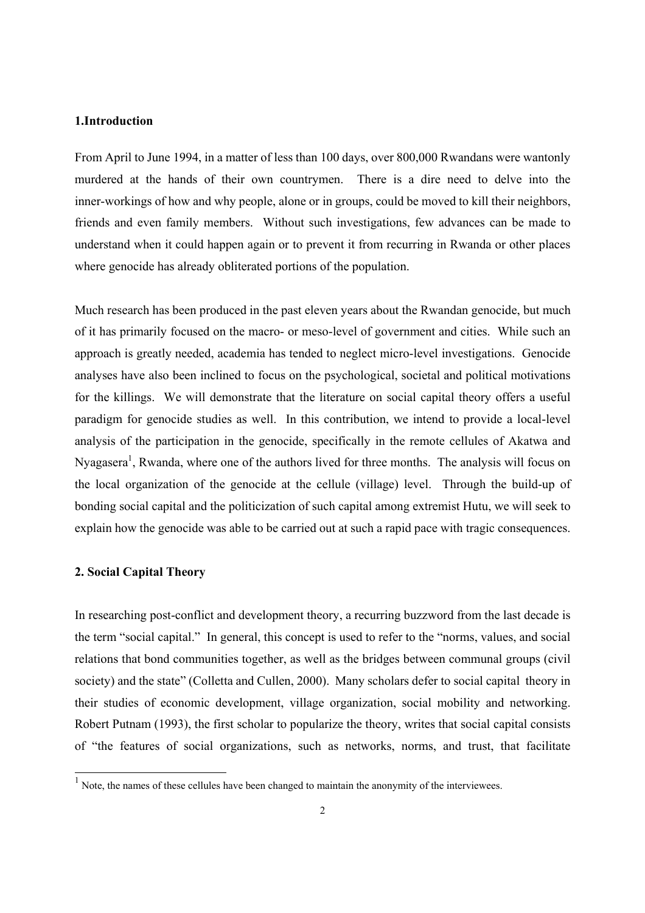## 1.Introduction

From April to June 1994, in a matter of less than 100 days, over 800,000 Rwandans were wantonly murdered at the hands of their own countrymen. There is a dire need to delve into the inner-workings of how and why people, alone or in groups, could be moved to kill their neighbors, friends and even family members. Without such investigations, few advances can be made to understand when it could happen again or to prevent it from recurring in Rwanda or other places where genocide has already obliterated portions of the population.

Much research has been produced in the past eleven years about the Rwandan genocide, but much of it has primarily focused on the macro- or meso-level of government and cities. While such an approach is greatly needed, academia has tended to neglect micro-level investigations. Genocide analyses have also been inclined to focus on the psychological, societal and political motivations for the killings. We will demonstrate that the literature on social capital theory offers a useful paradigm for genocide studies as well. In this contribution, we intend to provide a local-level analysis of the participation in the genocide, specifically in the remote cellules of Akatwa and Nyagasera[1], Rwanda, where one of the authors lived for three months. The analysis will focus on the local organization of the genocide at the cellule (village) level. Through the build-up of bonding social capital and the politicization of such capital among extremist Hutu, we will seek to explain how the genocide was able to be carried out at such a rapid pace with tragic consequences.

## 2. Social Capital Theory

In researching post-conflict and development theory, a recurring buzzword from the last decade is the term "social capital." In general, this concept is used to refer to the "norms, values, and social relations that bond communities together, as well as the bridges between communal groups (civil society) and the state" (Colletta and Cullen, 2000). Many scholars defer to social capital theory in their studies of economic development, village organization, social mobility and networking. Robert Putnam (1993), the first scholar to popularize the theory, writes that social capital consists of "the features of social organizations, such as networks, norms, and trust, that facilitate

[1] Note, the names of these cellules have been changed to maintain the anonymity of the interviewees.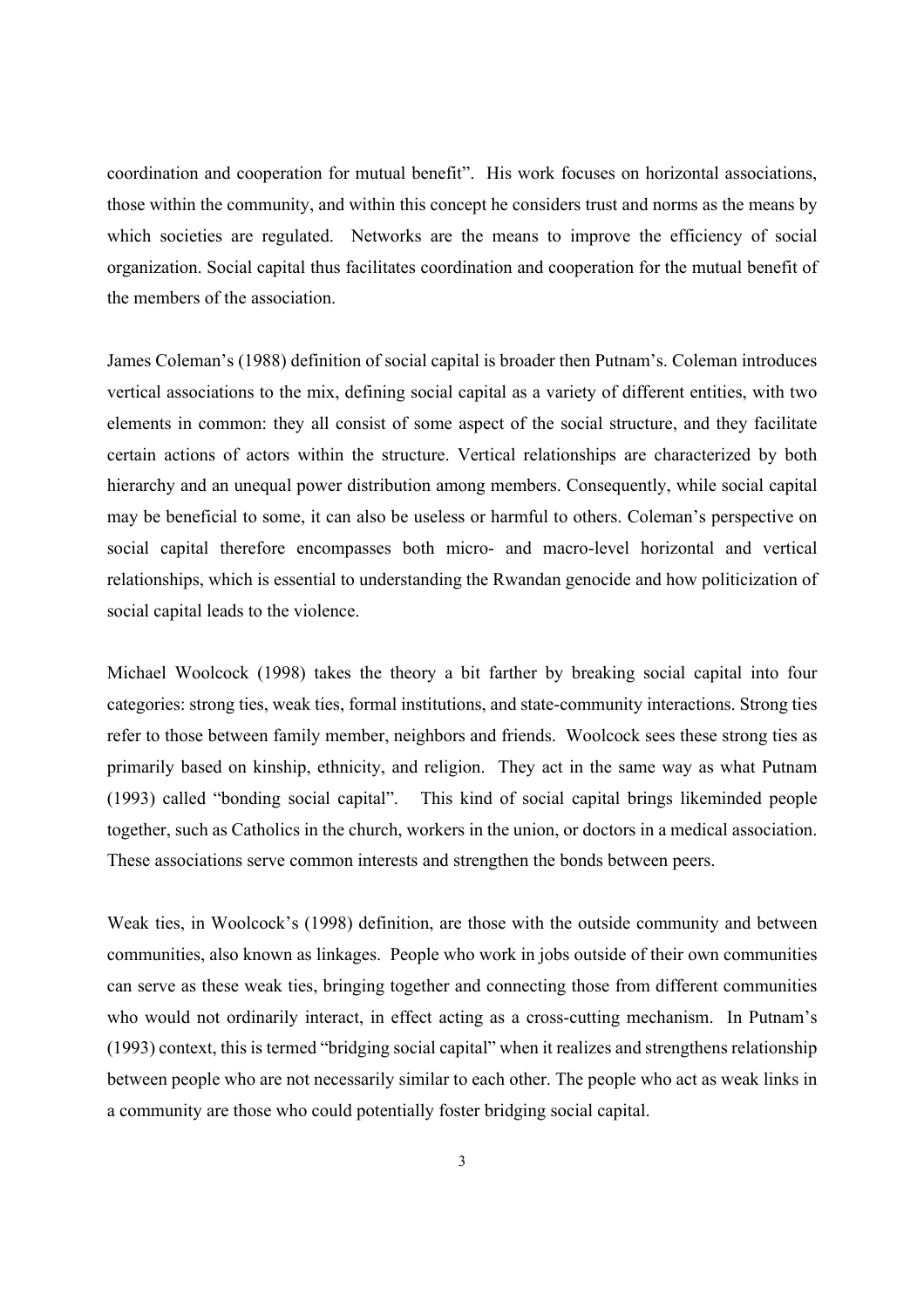coordination and cooperation for mutual benefit". His work focuses on horizontal associations, those within the community, and within this concept he considers trust and norms as the means by which societies are regulated. Networks are the means to improve the efficiency of social organization. Social capital thus facilitates coordination and cooperation for the mutual benefit of the members of the association.

James Coleman's (1988) definition of social capital is broader then Putnam's. Coleman introduces vertical associations to the mix, defining social capital as a variety of different entities, with two elements in common: they all consist of some aspect of the social structure, and they facilitate certain actions of actors within the structure. Vertical relationships are characterized by both hierarchy and an unequal power distribution among members. Consequently, while social capital may be beneficial to some, it can also be useless or harmful to others. Coleman's perspective on social capital therefore encompasses both micro- and macro-level horizontal and vertical relationships, which is essential to understanding the Rwandan genocide and how politicization of social capital leads to the violence.

Michael Woolcock (1998) takes the theory a bit farther by breaking social capital into four categories: strong ties, weak ties, formal institutions, and state-community interactions. Strong ties refer to those between family member, neighbors and friends. Woolcock sees these strong ties as primarily based on kinship, ethnicity, and religion. They act in the same way as what Putnam (1993) called "bonding social capital". This kind of social capital brings likeminded people together, such as Catholics in the church, workers in the union, or doctors in a medical association. These associations serve common interests and strengthen the bonds between peers.

Weak ties, in Woolcock's (1998) definition, are those with the outside community and between communities, also known as linkages. People who work in jobs outside of their own communities can serve as these weak ties, bringing together and connecting those from different communities who would not ordinarily interact, in effect acting as a cross-cutting mechanism. In Putnam's (1993) context, this is termed "bridging social capital" when it realizes and strengthens relationship between people who are not necessarily similar to each other. The people who act as weak links in a community are those who could potentially foster bridging social capital.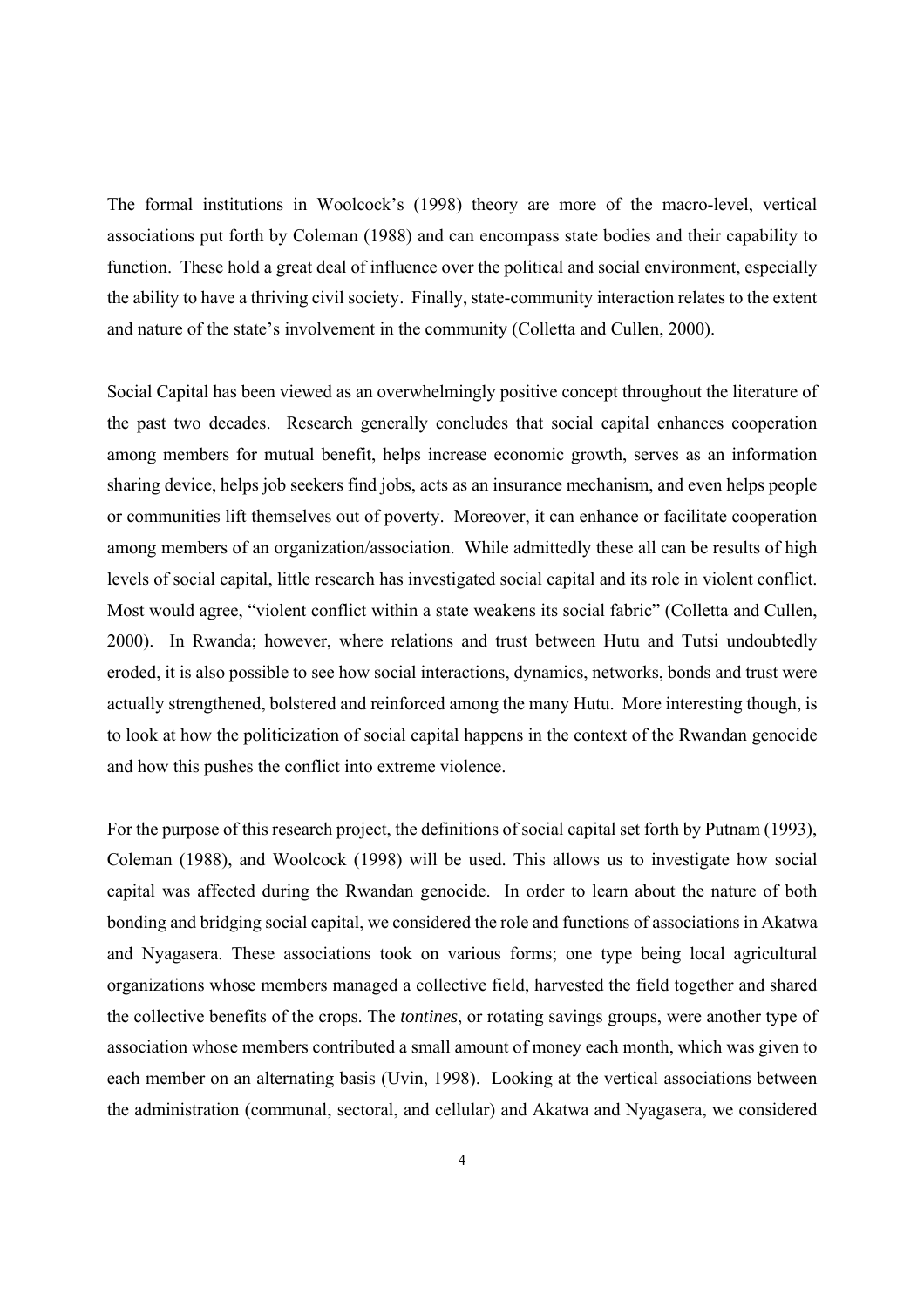The formal institutions in Woolcock's (1998) theory are more of the macro-level, vertical associations put forth by Coleman (1988) and can encompass state bodies and their capability to function. These hold a great deal of influence over the political and social environment, especially the ability to have a thriving civil society. Finally, state-community interaction relates to the extent and nature of the state's involvement in the community (Colletta and Cullen, 2000).

Social Capital has been viewed as an overwhelmingly positive concept throughout the literature of the past two decades. Research generally concludes that social capital enhances cooperation among members for mutual benefit, helps increase economic growth, serves as an information sharing device, helps job seekers find jobs, acts as an insurance mechanism, and even helps people or communities lift themselves out of poverty. Moreover, it can enhance or facilitate cooperation among members of an organization/association. While admittedly these all can be results of high levels of social capital, little research has investigated social capital and its role in violent conflict. Most would agree, "violent conflict within a state weakens its social fabric" (Colletta and Cullen, 2000). In Rwanda; however, where relations and trust between Hutu and Tutsi undoubtedly eroded, it is also possible to see how social interactions, dynamics, networks, bonds and trust were actually strengthened, bolstered and reinforced among the many Hutu. More interesting though, is to look at how the politicization of social capital happens in the context of the Rwandan genocide and how this pushes the conflict into extreme violence.

For the purpose of this research project, the definitions of social capital set forth by Putnam (1993), Coleman (1988), and Woolcock (1998) will be used. This allows us to investigate how social capital was affected during the Rwandan genocide. In order to learn about the nature of both bonding and bridging social capital, we considered the role and functions of associations in Akatwa and Nyagasera. These associations took on various forms; one type being local agricultural organizations whose members managed a collective field, harvested the field together and shared the collective benefits of the crops. The *tontines*, or rotating savings groups, were another type of association whose members contributed a small amount of money each month, which was given to each member on an alternating basis (Uvin, 1998). Looking at the vertical associations between the administration (communal, sectoral, and cellular) and Akatwa and Nyagasera, we considered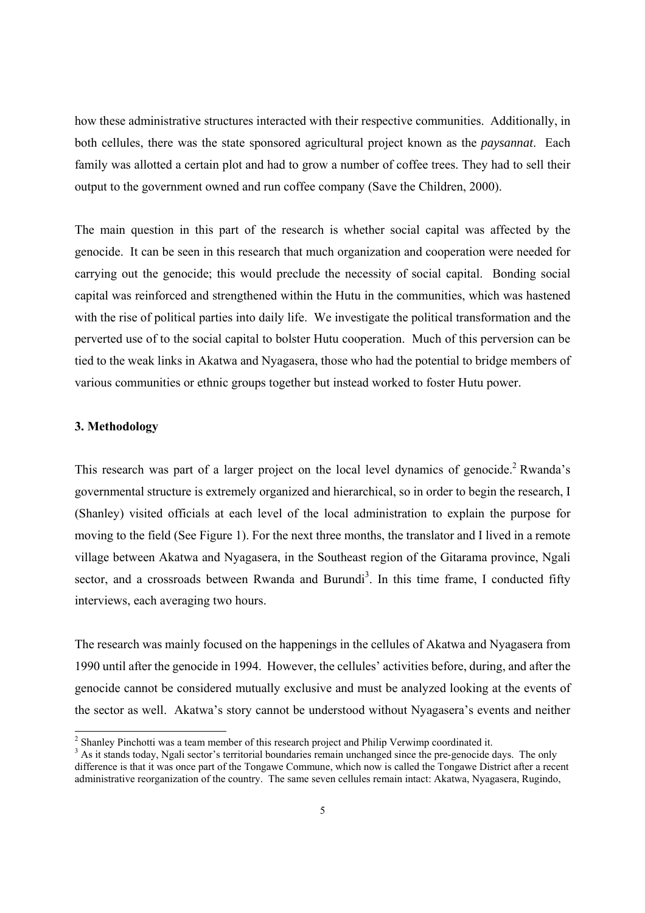how these administrative structures interacted with their respective communities. Additionally, in both cellules, there was the state sponsored agricultural project known as the *paysannat*. Each family was allotted a certain plot and had to grow a number of coffee trees. They had to sell their output to the government owned and run coffee company (Save the Children, 2000).

The main question in this part of the research is whether social capital was affected by the genocide. It can be seen in this research that much organization and cooperation were needed for carrying out the genocide; this would preclude the necessity of social capital. Bonding social capital was reinforced and strengthened within the Hutu in the communities, which was hastened with the rise of political parties into daily life. We investigate the political transformation and the perverted use of to the social capital to bolster Hutu cooperation. Much of this perversion can be tied to the weak links in Akatwa and Nyagasera, those who had the potential to bridge members of various communities or ethnic groups together but instead worked to foster Hutu power.

### 3. Methodology

This research was part of a larger project on the local level dynamics of genocide.[2] Rwanda's governmental structure is extremely organized and hierarchical, so in order to begin the research, I (Shanley) visited officials at each level of the local administration to explain the purpose for moving to the field (See Figure 1). For the next three months, the translator and I lived in a remote village between Akatwa and Nyagasera, in the Southeast region of the Gitarama province, Ngali sector, and a crossroads between Rwanda and Burundi[3]. In this time frame, I conducted fifty interviews, each averaging two hours.

The research was mainly focused on the happenings in the cellules of Akatwa and Nyagasera from 1990 until after the genocide in 1994. However, the cellules' activities before, during, and after the genocide cannot be considered mutually exclusive and must be analyzed looking at the events of the sector as well. Akatwa's story cannot be understood without Nyagasera's events and neither

---

[2] Shanley Pinchotti was a team member of this research project and Philip Verwimp coordinated it.

[3] As it stands today, Ngali sector's territorial boundaries remain unchanged since the pre-genocide days. The only difference is that it was once part of the Tongawe Commune, which now is called the Tongawe District after a recent administrative reorganization of the country. The same seven cellules remain intact: Akatwa, Nyagasera, Rugindo,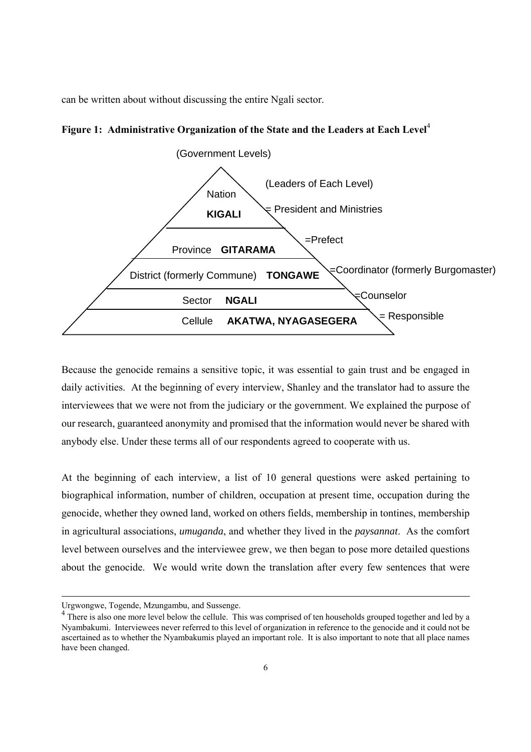can be written about without discussing the entire Ngali sector.

**Figure 1: Administrative Organization of the State and the Leaders at Each Level**[4]

| (Government Levels) | (Leaders of Each Level) |
|---|---|
| Nation **KIGALI** | = President and Ministries |
| Province **GITARAMA** | =Prefect |
| District (formerly Commune) **TONGAWE** | =Coordinator (formerly Burgomaster) |
| Sector **NGALI** | =Counselor |
| Cellule **AKATWA, NYAGASEGERA** | = Responsible |

Because the genocide remains a sensitive topic, it was essential to gain trust and be engaged in daily activities. At the beginning of every interview, Shanley and the translator had to assure the interviewees that we were not from the judiciary or the government. We explained the purpose of our research, guaranteed anonymity and promised that the information would never be shared with anybody else. Under these terms all of our respondents agreed to cooperate with us.

At the beginning of each interview, a list of 10 general questions were asked pertaining to biographical information, number of children, occupation at present time, occupation during the genocide, whether they owned land, worked on others fields, membership in tontines, membership in agricultural associations, *umuganda*, and whether they lived in the *paysannat*. As the comfort level between ourselves and the interviewee grew, we then began to pose more detailed questions about the genocide. We would write down the translation after every few sentences that were

---

Urgwongwe, Togende, Mzungambu, and Sussenge.

[4] There is also one more level below the cellule. This was comprised of ten households grouped together and led by a Nyambakumi. Interviewees never referred to this level of organization in reference to the genocide and it could not be ascertained as to whether the Nyambakumis played an important role. It is also important to note that all place names have been changed.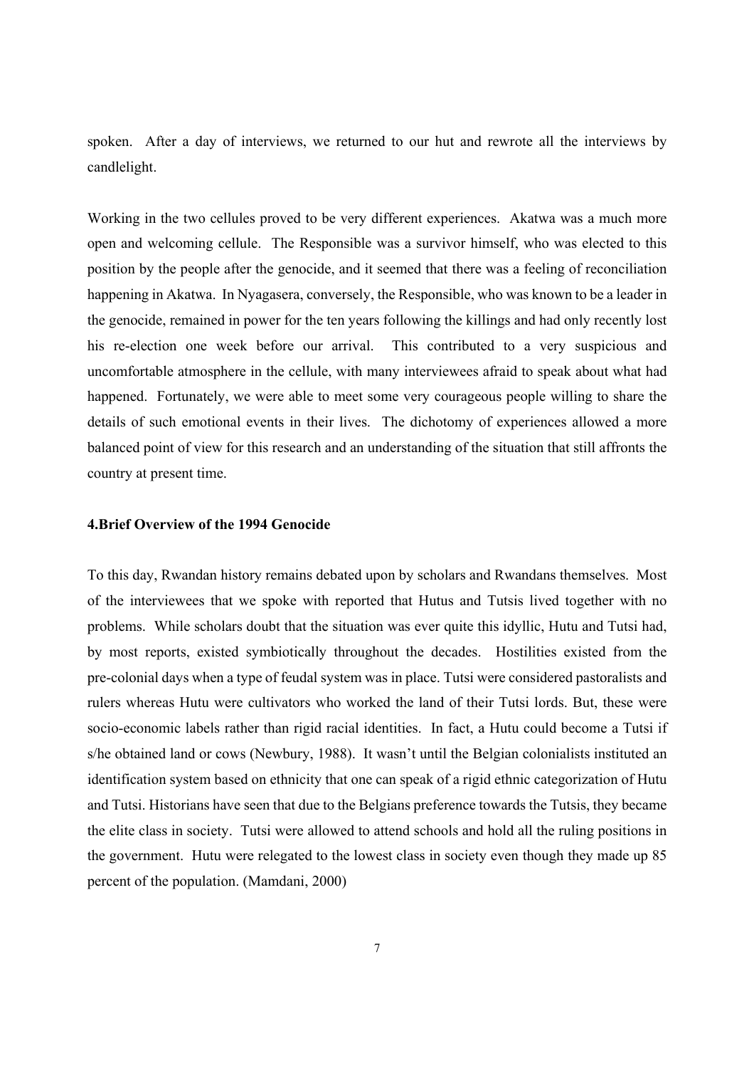spoken. After a day of interviews, we returned to our hut and rewrote all the interviews by candlelight.

Working in the two cellules proved to be very different experiences. Akatwa was a much more open and welcoming cellule. The Responsible was a survivor himself, who was elected to this position by the people after the genocide, and it seemed that there was a feeling of reconciliation happening in Akatwa. In Nyagasera, conversely, the Responsible, who was known to be a leader in the genocide, remained in power for the ten years following the killings and had only recently lost his re-election one week before our arrival. This contributed to a very suspicious and uncomfortable atmosphere in the cellule, with many interviewees afraid to speak about what had happened. Fortunately, we were able to meet some very courageous people willing to share the details of such emotional events in their lives. The dichotomy of experiences allowed a more balanced point of view for this research and an understanding of the situation that still affronts the country at present time.

## 4.Brief Overview of the 1994 Genocide

To this day, Rwandan history remains debated upon by scholars and Rwandans themselves. Most of the interviewees that we spoke with reported that Hutus and Tutsis lived together with no problems. While scholars doubt that the situation was ever quite this idyllic, Hutu and Tutsi had, by most reports, existed symbiotically throughout the decades. Hostilities existed from the pre-colonial days when a type of feudal system was in place. Tutsi were considered pastoralists and rulers whereas Hutu were cultivators who worked the land of their Tutsi lords. But, these were socio-economic labels rather than rigid racial identities. In fact, a Hutu could become a Tutsi if s/he obtained land or cows (Newbury, 1988). It wasn't until the Belgian colonialists instituted an identification system based on ethnicity that one can speak of a rigid ethnic categorization of Hutu and Tutsi. Historians have seen that due to the Belgians preference towards the Tutsis, they became the elite class in society. Tutsi were allowed to attend schools and hold all the ruling positions in the government. Hutu were relegated to the lowest class in society even though they made up 85 percent of the population. (Mamdani, 2000)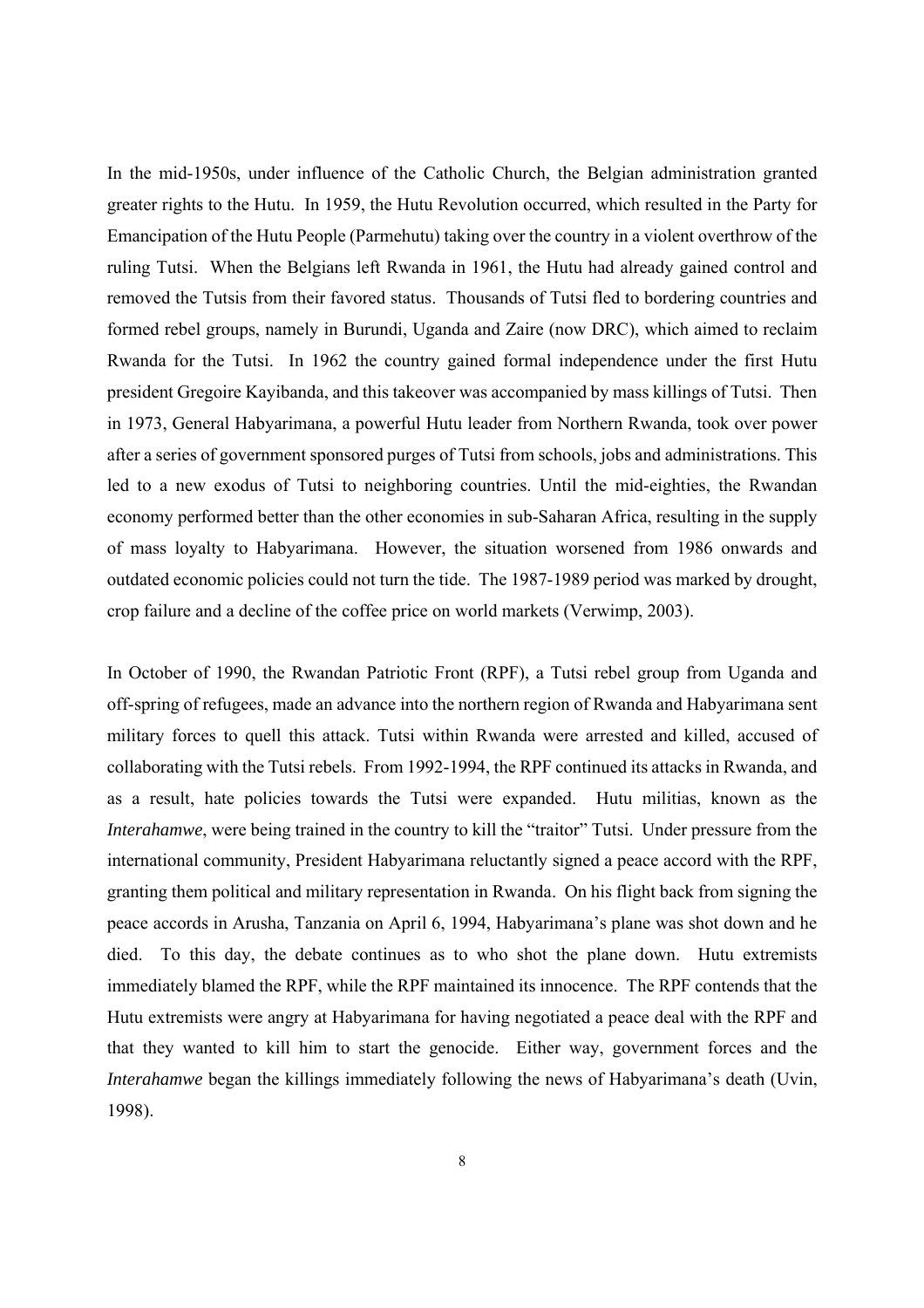In the mid-1950s, under influence of the Catholic Church, the Belgian administration granted greater rights to the Hutu. In 1959, the Hutu Revolution occurred, which resulted in the Party for Emancipation of the Hutu People (Parmehutu) taking over the country in a violent overthrow of the ruling Tutsi. When the Belgians left Rwanda in 1961, the Hutu had already gained control and removed the Tutsis from their favored status. Thousands of Tutsi fled to bordering countries and formed rebel groups, namely in Burundi, Uganda and Zaire (now DRC), which aimed to reclaim Rwanda for the Tutsi. In 1962 the country gained formal independence under the first Hutu president Gregoire Kayibanda, and this takeover was accompanied by mass killings of Tutsi. Then in 1973, General Habyarimana, a powerful Hutu leader from Northern Rwanda, took over power after a series of government sponsored purges of Tutsi from schools, jobs and administrations. This led to a new exodus of Tutsi to neighboring countries. Until the mid-eighties, the Rwandan economy performed better than the other economies in sub-Saharan Africa, resulting in the supply of mass loyalty to Habyarimana. However, the situation worsened from 1986 onwards and outdated economic policies could not turn the tide. The 1987-1989 period was marked by drought, crop failure and a decline of the coffee price on world markets (Verwimp, 2003).

In October of 1990, the Rwandan Patriotic Front (RPF), a Tutsi rebel group from Uganda and off-spring of refugees, made an advance into the northern region of Rwanda and Habyarimana sent military forces to quell this attack. Tutsi within Rwanda were arrested and killed, accused of collaborating with the Tutsi rebels. From 1992-1994, the RPF continued its attacks in Rwanda, and as a result, hate policies towards the Tutsi were expanded. Hutu militias, known as the *Interahamwe*, were being trained in the country to kill the "traitor" Tutsi. Under pressure from the international community, President Habyarimana reluctantly signed a peace accord with the RPF, granting them political and military representation in Rwanda. On his flight back from signing the peace accords in Arusha, Tanzania on April 6, 1994, Habyarimana's plane was shot down and he died. To this day, the debate continues as to who shot the plane down. Hutu extremists immediately blamed the RPF, while the RPF maintained its innocence. The RPF contends that the Hutu extremists were angry at Habyarimana for having negotiated a peace deal with the RPF and that they wanted to kill him to start the genocide. Either way, government forces and the *Interahamwe* began the killings immediately following the news of Habyarimana's death (Uvin, 1998).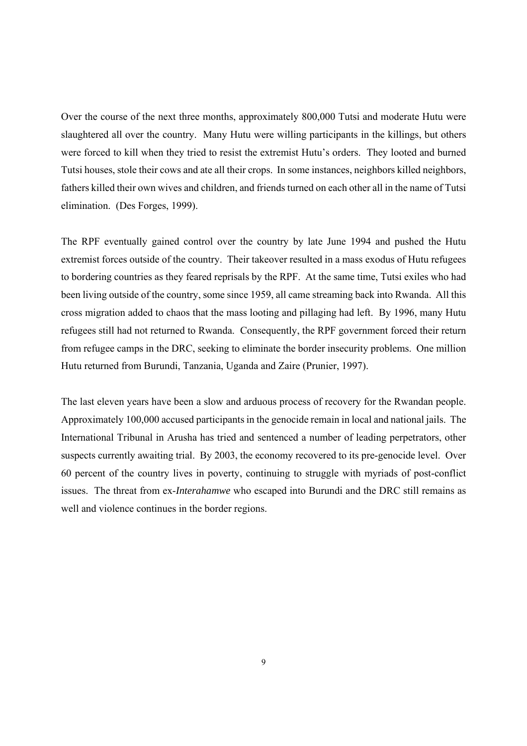Over the course of the next three months, approximately 800,000 Tutsi and moderate Hutu were slaughtered all over the country. Many Hutu were willing participants in the killings, but others were forced to kill when they tried to resist the extremist Hutu's orders. They looted and burned Tutsi houses, stole their cows and ate all their crops. In some instances, neighbors killed neighbors, fathers killed their own wives and children, and friends turned on each other all in the name of Tutsi elimination. (Des Forges, 1999).

The RPF eventually gained control over the country by late June 1994 and pushed the Hutu extremist forces outside of the country. Their takeover resulted in a mass exodus of Hutu refugees to bordering countries as they feared reprisals by the RPF. At the same time, Tutsi exiles who had been living outside of the country, some since 1959, all came streaming back into Rwanda. All this cross migration added to chaos that the mass looting and pillaging had left. By 1996, many Hutu refugees still had not returned to Rwanda. Consequently, the RPF government forced their return from refugee camps in the DRC, seeking to eliminate the border insecurity problems. One million Hutu returned from Burundi, Tanzania, Uganda and Zaire (Prunier, 1997).

The last eleven years have been a slow and arduous process of recovery for the Rwandan people. Approximately 100,000 accused participants in the genocide remain in local and national jails. The International Tribunal in Arusha has tried and sentenced a number of leading perpetrators, other suspects currently awaiting trial. By 2003, the economy recovered to its pre-genocide level. Over 60 percent of the country lives in poverty, continuing to struggle with myriads of post-conflict issues. The threat from ex-*Interahamwe* who escaped into Burundi and the DRC still remains as well and violence continues in the border regions.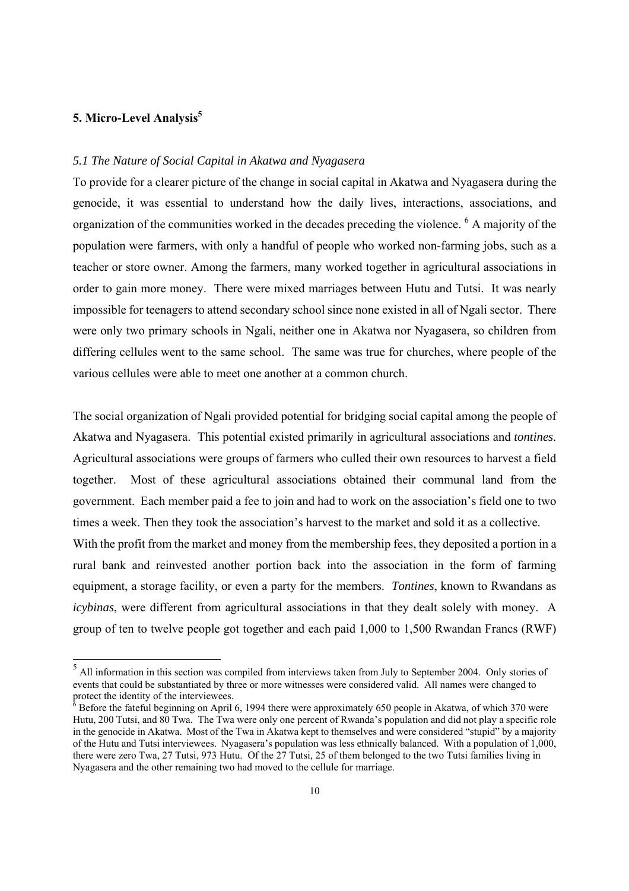## 5. Micro-Level Analysis[5]

### *5.1 The Nature of Social Capital in Akatwa and Nyagasera*

To provide for a clearer picture of the change in social capital in Akatwa and Nyagasera during the genocide, it was essential to understand how the daily lives, interactions, associations, and organization of the communities worked in the decades preceding the violence.[6] A majority of the population were farmers, with only a handful of people who worked non-farming jobs, such as a teacher or store owner. Among the farmers, many worked together in agricultural associations in order to gain more money. There were mixed marriages between Hutu and Tutsi. It was nearly impossible for teenagers to attend secondary school since none existed in all of Ngali sector. There were only two primary schools in Ngali, neither one in Akatwa nor Nyagasera, so children from differing cellules went to the same school. The same was true for churches, where people of the various cellules were able to meet one another at a common church.

The social organization of Ngali provided potential for bridging social capital among the people of Akatwa and Nyagasera. This potential existed primarily in agricultural associations and *tontines*. Agricultural associations were groups of farmers who culled their own resources to harvest a field together. Most of these agricultural associations obtained their communal land from the government. Each member paid a fee to join and had to work on the association's field one to two times a week. Then they took the association's harvest to the market and sold it as a collective. With the profit from the market and money from the membership fees, they deposited a portion in a rural bank and reinvested another portion back into the association in the form of farming equipment, a storage facility, or even a party for the members. *Tontines*, known to Rwandans as *icybinas*, were different from agricultural associations in that they dealt solely with money. A group of ten to twelve people got together and each paid 1,000 to 1,500 Rwandan Francs (RWF)

---

[5] All information in this section was compiled from interviews taken from July to September 2004. Only stories of events that could be substantiated by three or more witnesses were considered valid. All names were changed to protect the identity of the interviewees.

[6] Before the fateful beginning on April 6, 1994 there were approximately 650 people in Akatwa, of which 370 were Hutu, 200 Tutsi, and 80 Twa. The Twa were only one percent of Rwanda's population and did not play a specific role in the genocide in Akatwa. Most of the Twa in Akatwa kept to themselves and were considered "stupid" by a majority of the Hutu and Tutsi interviewees. Nyagasera's population was less ethnically balanced. With a population of 1,000, there were zero Twa, 27 Tutsi, 973 Hutu. Of the 27 Tutsi, 25 of them belonged to the two Tutsi families living in Nyagasera and the other remaining two had moved to the cellule for marriage.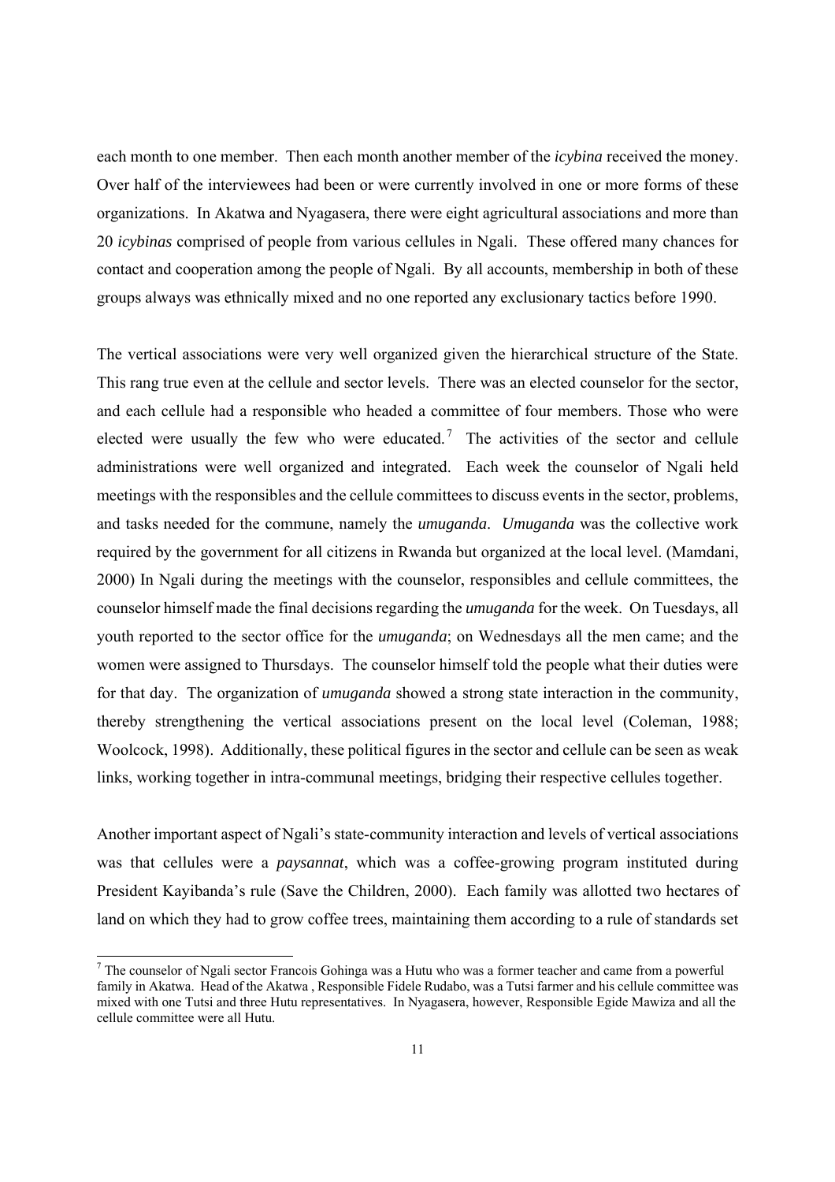each month to one member. Then each month another member of the *icybina* received the money. Over half of the interviewees had been or were currently involved in one or more forms of these organizations. In Akatwa and Nyagasera, there were eight agricultural associations and more than 20 *icybinas* comprised of people from various cellules in Ngali. These offered many chances for contact and cooperation among the people of Ngali. By all accounts, membership in both of these groups always was ethnically mixed and no one reported any exclusionary tactics before 1990.

The vertical associations were very well organized given the hierarchical structure of the State. This rang true even at the cellule and sector levels. There was an elected counselor for the sector, and each cellule had a responsible who headed a committee of four members. Those who were elected were usually the few who were educated.[7] The activities of the sector and cellule administrations were well organized and integrated. Each week the counselor of Ngali held meetings with the responsibles and the cellule committees to discuss events in the sector, problems, and tasks needed for the commune, namely the *umuganda*. *Umuganda* was the collective work required by the government for all citizens in Rwanda but organized at the local level. (Mamdani, 2000) In Ngali during the meetings with the counselor, responsibles and cellule committees, the counselor himself made the final decisions regarding the *umuganda* for the week. On Tuesdays, all youth reported to the sector office for the *umuganda*; on Wednesdays all the men came; and the women were assigned to Thursdays. The counselor himself told the people what their duties were for that day. The organization of *umuganda* showed a strong state interaction in the community, thereby strengthening the vertical associations present on the local level (Coleman, 1988; Woolcock, 1998). Additionally, these political figures in the sector and cellule can be seen as weak links, working together in intra-communal meetings, bridging their respective cellules together.

Another important aspect of Ngali's state-community interaction and levels of vertical associations was that cellules were a *paysannat*, which was a coffee-growing program instituted during President Kayibanda's rule (Save the Children, 2000). Each family was allotted two hectares of land on which they had to grow coffee trees, maintaining them according to a rule of standards set

---

[7] The counselor of Ngali sector Francois Gohinga was a Hutu who was a former teacher and came from a powerful family in Akatwa. Head of the Akatwa , Responsible Fidele Rudabo, was a Tutsi farmer and his cellule committee was mixed with one Tutsi and three Hutu representatives. In Nyagasera, however, Responsible Egide Mawiza and all the cellule committee were all Hutu.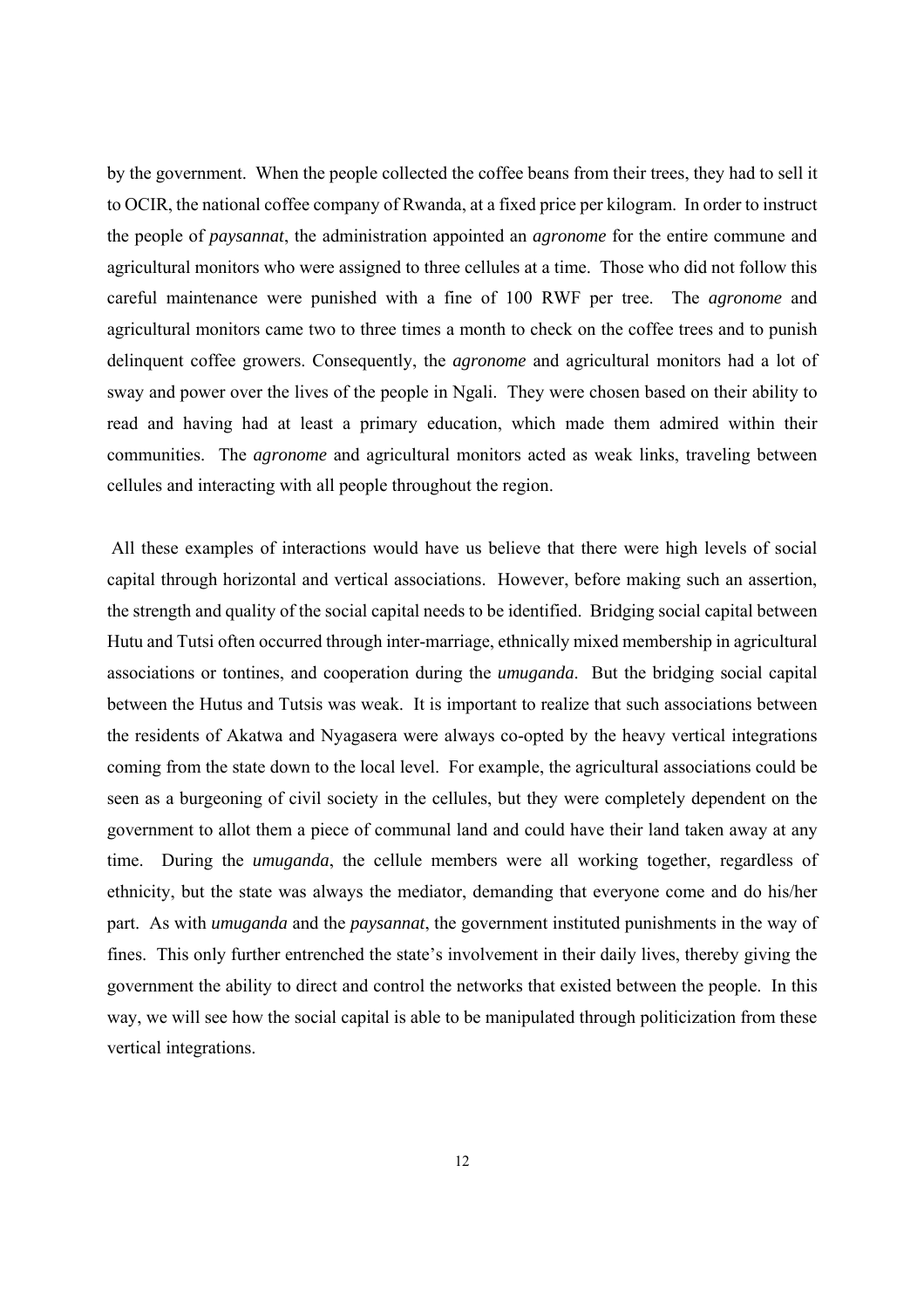by the government. When the people collected the coffee beans from their trees, they had to sell it to OCIR, the national coffee company of Rwanda, at a fixed price per kilogram. In order to instruct the people of *paysannat*, the administration appointed an *agronome* for the entire commune and agricultural monitors who were assigned to three cellules at a time. Those who did not follow this careful maintenance were punished with a fine of 100 RWF per tree. The *agronome* and agricultural monitors came two to three times a month to check on the coffee trees and to punish delinquent coffee growers. Consequently, the *agronome* and agricultural monitors had a lot of sway and power over the lives of the people in Ngali. They were chosen based on their ability to read and having had at least a primary education, which made them admired within their communities. The *agronome* and agricultural monitors acted as weak links, traveling between cellules and interacting with all people throughout the region.

All these examples of interactions would have us believe that there were high levels of social capital through horizontal and vertical associations. However, before making such an assertion, the strength and quality of the social capital needs to be identified. Bridging social capital between Hutu and Tutsi often occurred through inter-marriage, ethnically mixed membership in agricultural associations or tontines, and cooperation during the *umuganda*. But the bridging social capital between the Hutus and Tutsis was weak. It is important to realize that such associations between the residents of Akatwa and Nyagasera were always co-opted by the heavy vertical integrations coming from the state down to the local level. For example, the agricultural associations could be seen as a burgeoning of civil society in the cellules, but they were completely dependent on the government to allot them a piece of communal land and could have their land taken away at any time. During the *umuganda*, the cellule members were all working together, regardless of ethnicity, but the state was always the mediator, demanding that everyone come and do his/her part. As with *umuganda* and the *paysannat*, the government instituted punishments in the way of fines. This only further entrenched the state's involvement in their daily lives, thereby giving the government the ability to direct and control the networks that existed between the people. In this way, we will see how the social capital is able to be manipulated through politicization from these vertical integrations.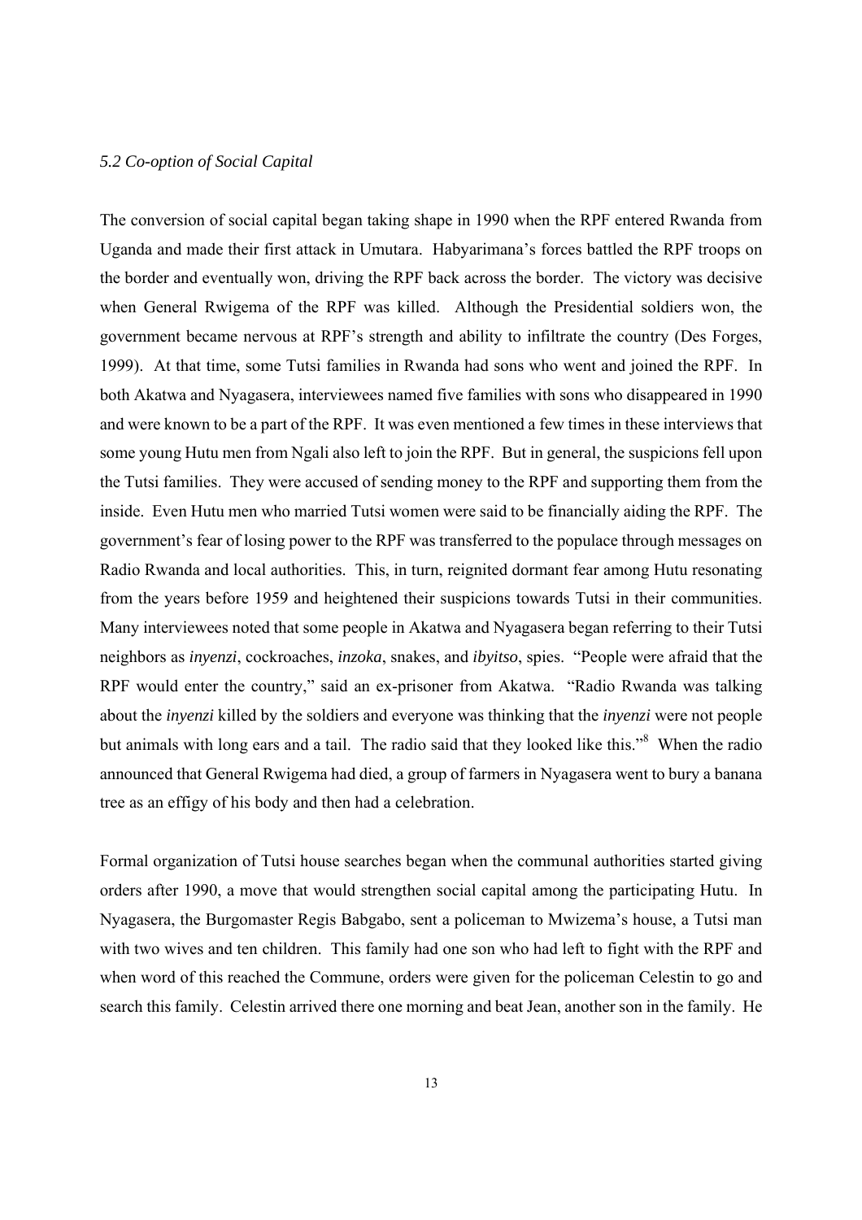*5.2 Co-option of Social Capital*

The conversion of social capital began taking shape in 1990 when the RPF entered Rwanda from Uganda and made their first attack in Umutara. Habyarimana's forces battled the RPF troops on the border and eventually won, driving the RPF back across the border. The victory was decisive when General Rwigema of the RPF was killed. Although the Presidential soldiers won, the government became nervous at RPF's strength and ability to infiltrate the country (Des Forges, 1999). At that time, some Tutsi families in Rwanda had sons who went and joined the RPF. In both Akatwa and Nyagasera, interviewees named five families with sons who disappeared in 1990 and were known to be a part of the RPF. It was even mentioned a few times in these interviews that some young Hutu men from Ngali also left to join the RPF. But in general, the suspicions fell upon the Tutsi families. They were accused of sending money to the RPF and supporting them from the inside. Even Hutu men who married Tutsi women were said to be financially aiding the RPF. The government's fear of losing power to the RPF was transferred to the populace through messages on Radio Rwanda and local authorities. This, in turn, reignited dormant fear among Hutu resonating from the years before 1959 and heightened their suspicions towards Tutsi in their communities. Many interviewees noted that some people in Akatwa and Nyagasera began referring to their Tutsi neighbors as *inyenzi*, cockroaches, *inzoka*, snakes, and *ibyitso*, spies. "People were afraid that the RPF would enter the country," said an ex-prisoner from Akatwa. "Radio Rwanda was talking about the *inyenzi* killed by the soldiers and everyone was thinking that the *inyenzi* were not people but animals with long ears and a tail. The radio said that they looked like this."[8] When the radio announced that General Rwigema had died, a group of farmers in Nyagasera went to bury a banana tree as an effigy of his body and then had a celebration.

Formal organization of Tutsi house searches began when the communal authorities started giving orders after 1990, a move that would strengthen social capital among the participating Hutu. In Nyagasera, the Burgomaster Regis Babgabo, sent a policeman to Mwizema's house, a Tutsi man with two wives and ten children. This family had one son who had left to fight with the RPF and when word of this reached the Commune, orders were given for the policeman Celestin to go and search this family. Celestin arrived there one morning and beat Jean, another son in the family. He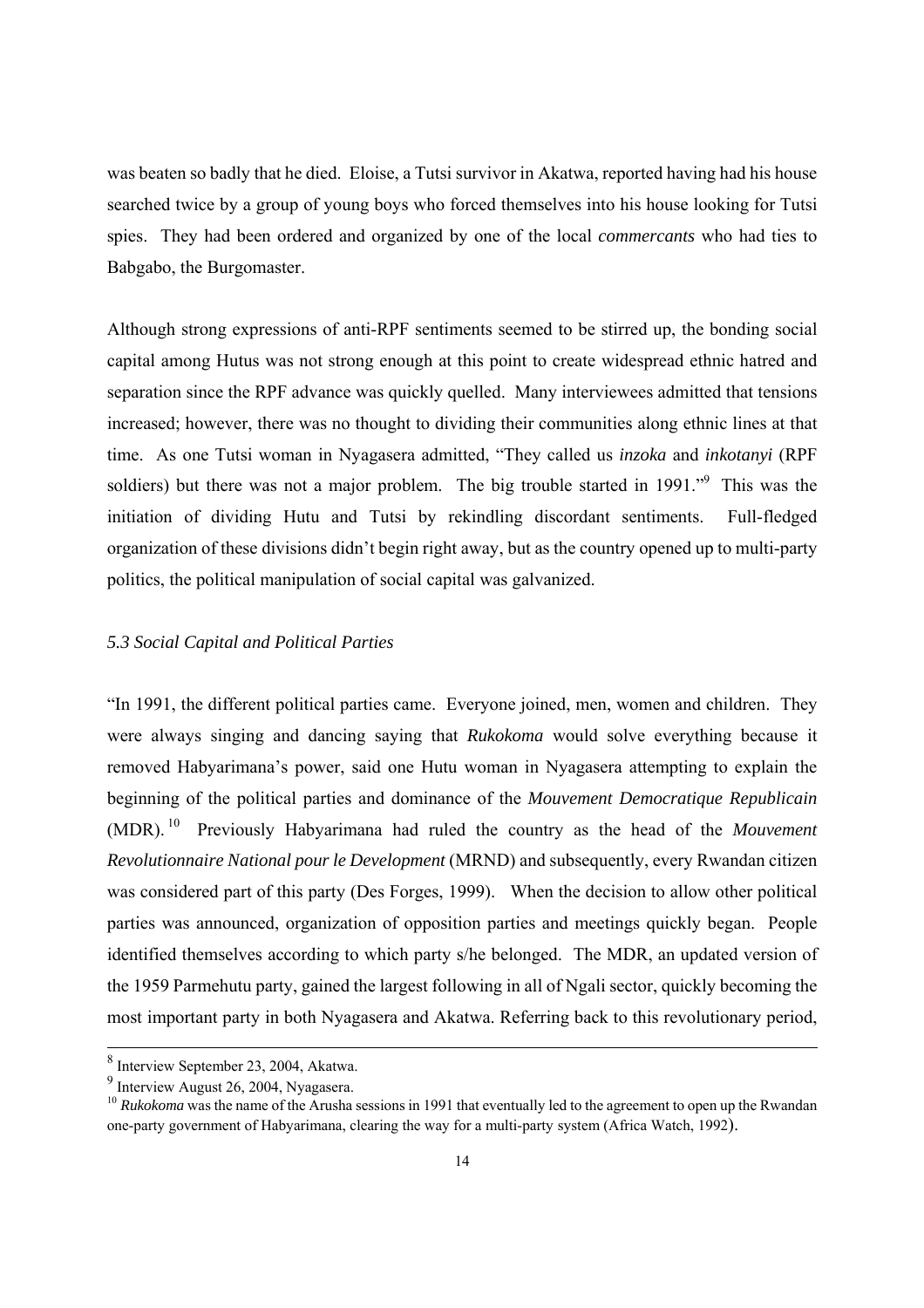was beaten so badly that he died. Eloise, a Tutsi survivor in Akatwa, reported having had his house searched twice by a group of young boys who forced themselves into his house looking for Tutsi spies. They had been ordered and organized by one of the local *commercants* who had ties to Babgabo, the Burgomaster.

Although strong expressions of anti-RPF sentiments seemed to be stirred up, the bonding social capital among Hutus was not strong enough at this point to create widespread ethnic hatred and separation since the RPF advance was quickly quelled. Many interviewees admitted that tensions increased; however, there was no thought to dividing their communities along ethnic lines at that time. As one Tutsi woman in Nyagasera admitted, "They called us *inzoka* and *inkotanyi* (RPF soldiers) but there was not a major problem. The big trouble started in 1991."[9] This was the initiation of dividing Hutu and Tutsi by rekindling discordant sentiments. Full-fledged organization of these divisions didn't begin right away, but as the country opened up to multi-party politics, the political manipulation of social capital was galvanized.

### *5.3 Social Capital and Political Parties*

"In 1991, the different political parties came. Everyone joined, men, women and children. They were always singing and dancing saying that *Rukokoma* would solve everything because it removed Habyarimana's power, said one Hutu woman in Nyagasera attempting to explain the beginning of the political parties and dominance of the *Mouvement Democratique Republicain* (MDR).[10] Previously Habyarimana had ruled the country as the head of the *Mouvement Revolutionnaire National pour le Development* (MRND) and subsequently, every Rwandan citizen was considered part of this party (Des Forges, 1999). When the decision to allow other political parties was announced, organization of opposition parties and meetings quickly began. People identified themselves according to which party s/he belonged. The MDR, an updated version of the 1959 Parmehutu party, gained the largest following in all of Ngali sector, quickly becoming the most important party in both Nyagasera and Akatwa. Referring back to this revolutionary period,

---

[8] Interview September 23, 2004, Akatwa.

[9] Interview August 26, 2004, Nyagasera.

[10] *Rukokoma* was the name of the Arusha sessions in 1991 that eventually led to the agreement to open up the Rwandan one-party government of Habyarimana, clearing the way for a multi-party system (Africa Watch, 1992).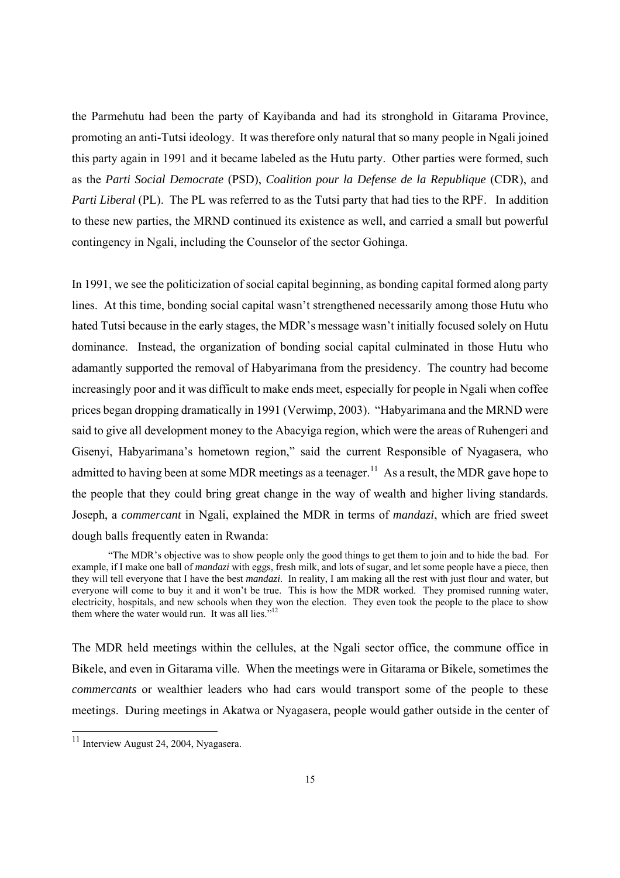the Parmehutu had been the party of Kayibanda and had its stronghold in Gitarama Province, promoting an anti-Tutsi ideology. It was therefore only natural that so many people in Ngali joined this party again in 1991 and it became labeled as the Hutu party. Other parties were formed, such as the *Parti Social Democrate* (PSD), *Coalition pour la Defense de la Republique* (CDR), and *Parti Liberal* (PL). The PL was referred to as the Tutsi party that had ties to the RPF. In addition to these new parties, the MRND continued its existence as well, and carried a small but powerful contingency in Ngali, including the Counselor of the sector Gohinga.

In 1991, we see the politicization of social capital beginning, as bonding capital formed along party lines. At this time, bonding social capital wasn't strengthened necessarily among those Hutu who hated Tutsi because in the early stages, the MDR's message wasn't initially focused solely on Hutu dominance. Instead, the organization of bonding social capital culminated in those Hutu who adamantly supported the removal of Habyarimana from the presidency. The country had become increasingly poor and it was difficult to make ends meet, especially for people in Ngali when coffee prices began dropping dramatically in 1991 (Verwimp, 2003). "Habyarimana and the MRND were said to give all development money to the Abacyiga region, which were the areas of Ruhengeri and Gisenyi, Habyarimana's hometown region," said the current Responsible of Nyagasera, who admitted to having been at some MDR meetings as a teenager.[11] As a result, the MDR gave hope to the people that they could bring great change in the way of wealth and higher living standards. Joseph, a *commercant* in Ngali, explained the MDR in terms of *mandazi*, which are fried sweet dough balls frequently eaten in Rwanda:

> "The MDR's objective was to show people only the good things to get them to join and to hide the bad. For example, if I make one ball of *mandazi* with eggs, fresh milk, and lots of sugar, and let some people have a piece, then they will tell everyone that I have the best *mandazi*. In reality, I am making all the rest with just flour and water, but everyone will come to buy it and it won't be true. This is how the MDR worked. They promised running water, electricity, hospitals, and new schools when they won the election. They even took the people to the place to show them where the water would run. It was all lies."[12]

The MDR held meetings within the cellules, at the Ngali sector office, the commune office in Bikele, and even in Gitarama ville. When the meetings were in Gitarama or Bikele, sometimes the *commercants* or wealthier leaders who had cars would transport some of the people to these meetings. During meetings in Akatwa or Nyagasera, people would gather outside in the center of

[11] Interview August 24, 2004, Nyagasera.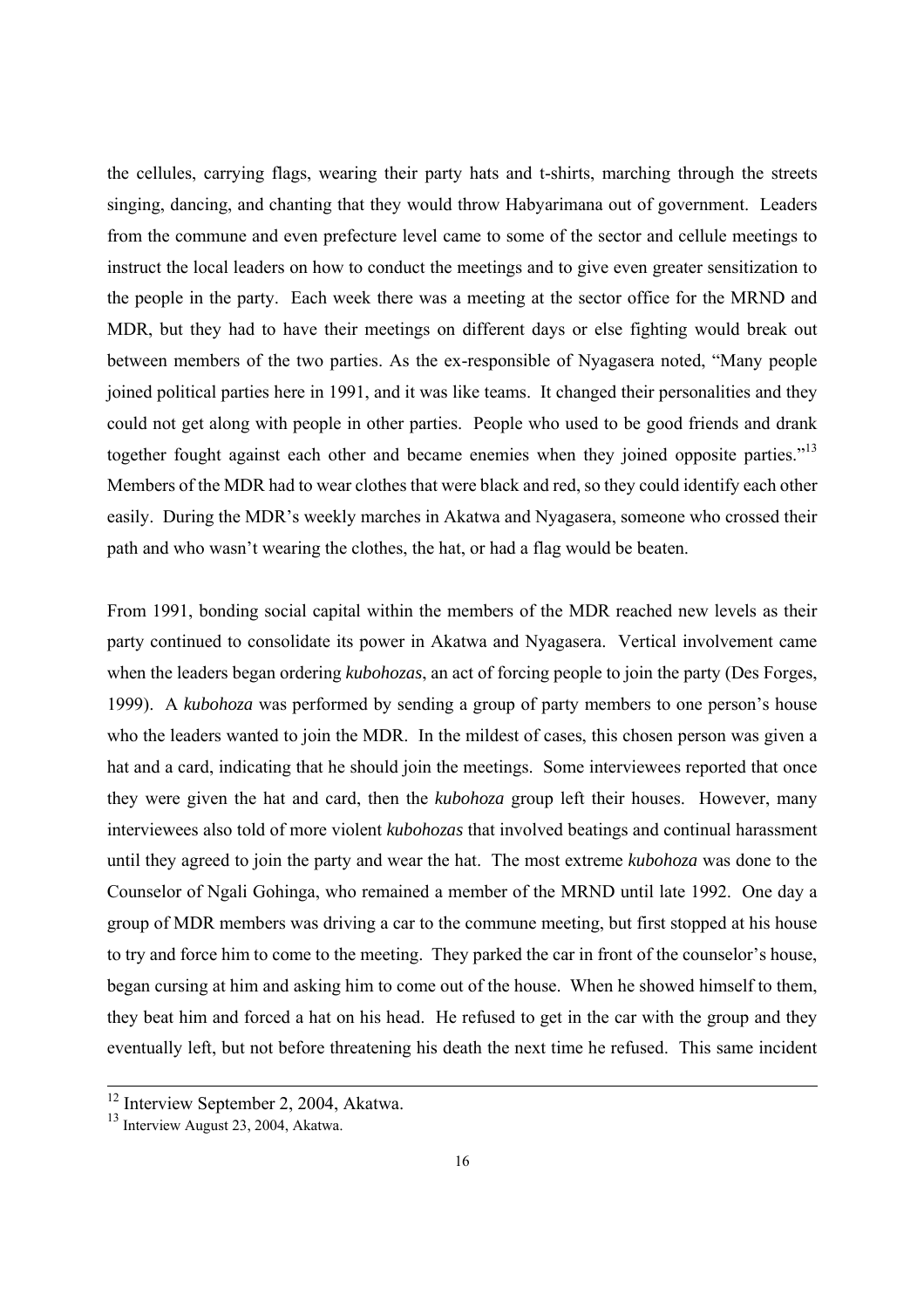the cellules, carrying flags, wearing their party hats and t-shirts, marching through the streets singing, dancing, and chanting that they would throw Habyarimana out of government. Leaders from the commune and even prefecture level came to some of the sector and cellule meetings to instruct the local leaders on how to conduct the meetings and to give even greater sensitization to the people in the party. Each week there was a meeting at the sector office for the MRND and MDR, but they had to have their meetings on different days or else fighting would break out between members of the two parties. As the ex-responsible of Nyagasera noted, "Many people joined political parties here in 1991, and it was like teams. It changed their personalities and they could not get along with people in other parties. People who used to be good friends and drank together fought against each other and became enemies when they joined opposite parties."[13] Members of the MDR had to wear clothes that were black and red, so they could identify each other easily. During the MDR's weekly marches in Akatwa and Nyagasera, someone who crossed their path and who wasn't wearing the clothes, the hat, or had a flag would be beaten.

From 1991, bonding social capital within the members of the MDR reached new levels as their party continued to consolidate its power in Akatwa and Nyagasera. Vertical involvement came when the leaders began ordering *kubohozas*, an act of forcing people to join the party (Des Forges, 1999). A *kubohoza* was performed by sending a group of party members to one person's house who the leaders wanted to join the MDR. In the mildest of cases, this chosen person was given a hat and a card, indicating that he should join the meetings. Some interviewees reported that once they were given the hat and card, then the *kubohoza* group left their houses. However, many interviewees also told of more violent *kubohozas* that involved beatings and continual harassment until they agreed to join the party and wear the hat. The most extreme *kubohoza* was done to the Counselor of Ngali Gohinga, who remained a member of the MRND until late 1992. One day a group of MDR members was driving a car to the commune meeting, but first stopped at his house to try and force him to come to the meeting. They parked the car in front of the counselor's house, began cursing at him and asking him to come out of the house. When he showed himself to them, they beat him and forced a hat on his head. He refused to get in the car with the group and they eventually left, but not before threatening his death the next time he refused. This same incident

[12] Interview September 2, 2004, Akatwa.

[13] Interview August 23, 2004, Akatwa.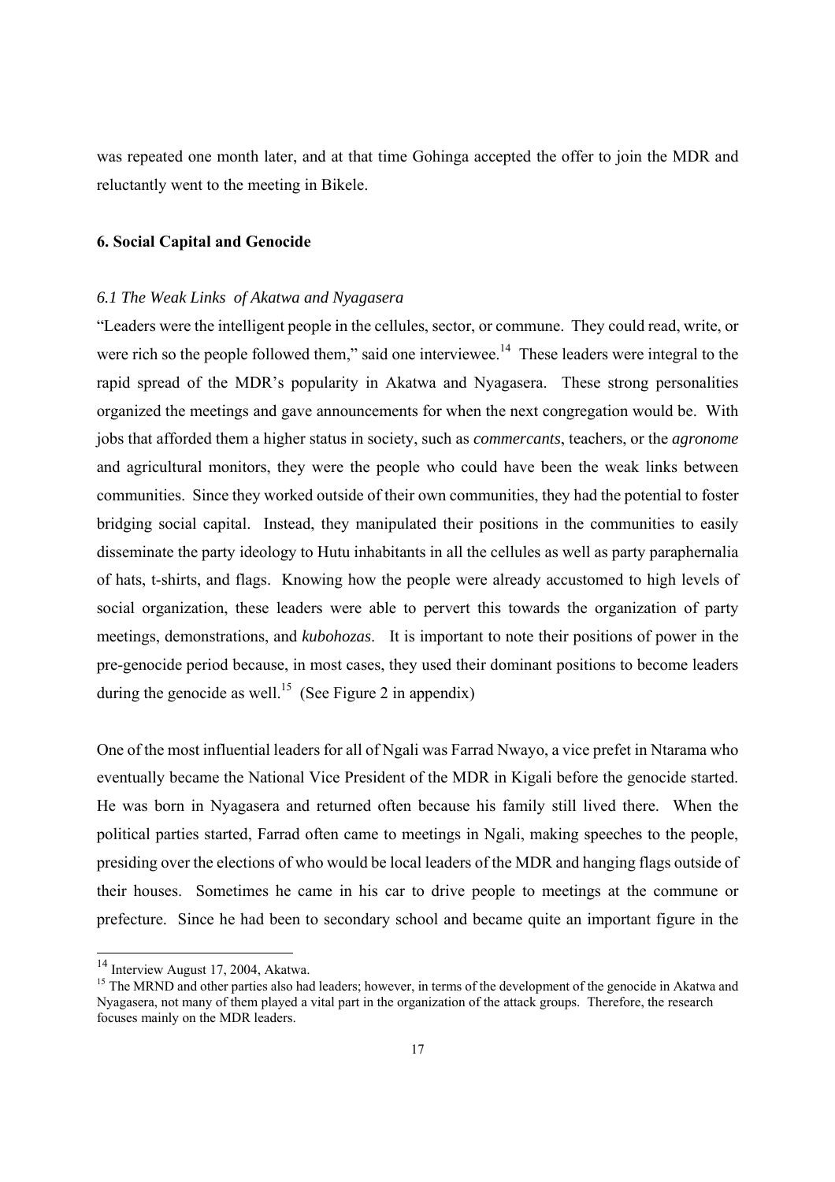was repeated one month later, and at that time Gohinga accepted the offer to join the MDR and reluctantly went to the meeting in Bikele.

## 6. Social Capital and Genocide

### *6.1 The Weak Links of Akatwa and Nyagasera*

"Leaders were the intelligent people in the cellules, sector, or commune. They could read, write, or were rich so the people followed them," said one interviewee.[14] These leaders were integral to the rapid spread of the MDR's popularity in Akatwa and Nyagasera. These strong personalities organized the meetings and gave announcements for when the next congregation would be. With jobs that afforded them a higher status in society, such as *commercants*, teachers, or the *agronome* and agricultural monitors, they were the people who could have been the weak links between communities. Since they worked outside of their own communities, they had the potential to foster bridging social capital. Instead, they manipulated their positions in the communities to easily disseminate the party ideology to Hutu inhabitants in all the cellules as well as party paraphernalia of hats, t-shirts, and flags. Knowing how the people were already accustomed to high levels of social organization, these leaders were able to pervert this towards the organization of party meetings, demonstrations, and *kubohozas*. It is important to note their positions of power in the pre-genocide period because, in most cases, they used their dominant positions to become leaders during the genocide as well.[15] (See Figure 2 in appendix)

One of the most influential leaders for all of Ngali was Farrad Nwayo, a vice prefet in Ntarama who eventually became the National Vice President of the MDR in Kigali before the genocide started. He was born in Nyagasera and returned often because his family still lived there. When the political parties started, Farrad often came to meetings in Ngali, making speeches to the people, presiding over the elections of who would be local leaders of the MDR and hanging flags outside of their houses. Sometimes he came in his car to drive people to meetings at the commune or prefecture. Since he had been to secondary school and became quite an important figure in the

---

[14] Interview August 17, 2004, Akatwa.

[15] The MRND and other parties also had leaders; however, in terms of the development of the genocide in Akatwa and Nyagasera, not many of them played a vital part in the organization of the attack groups. Therefore, the research focuses mainly on the MDR leaders.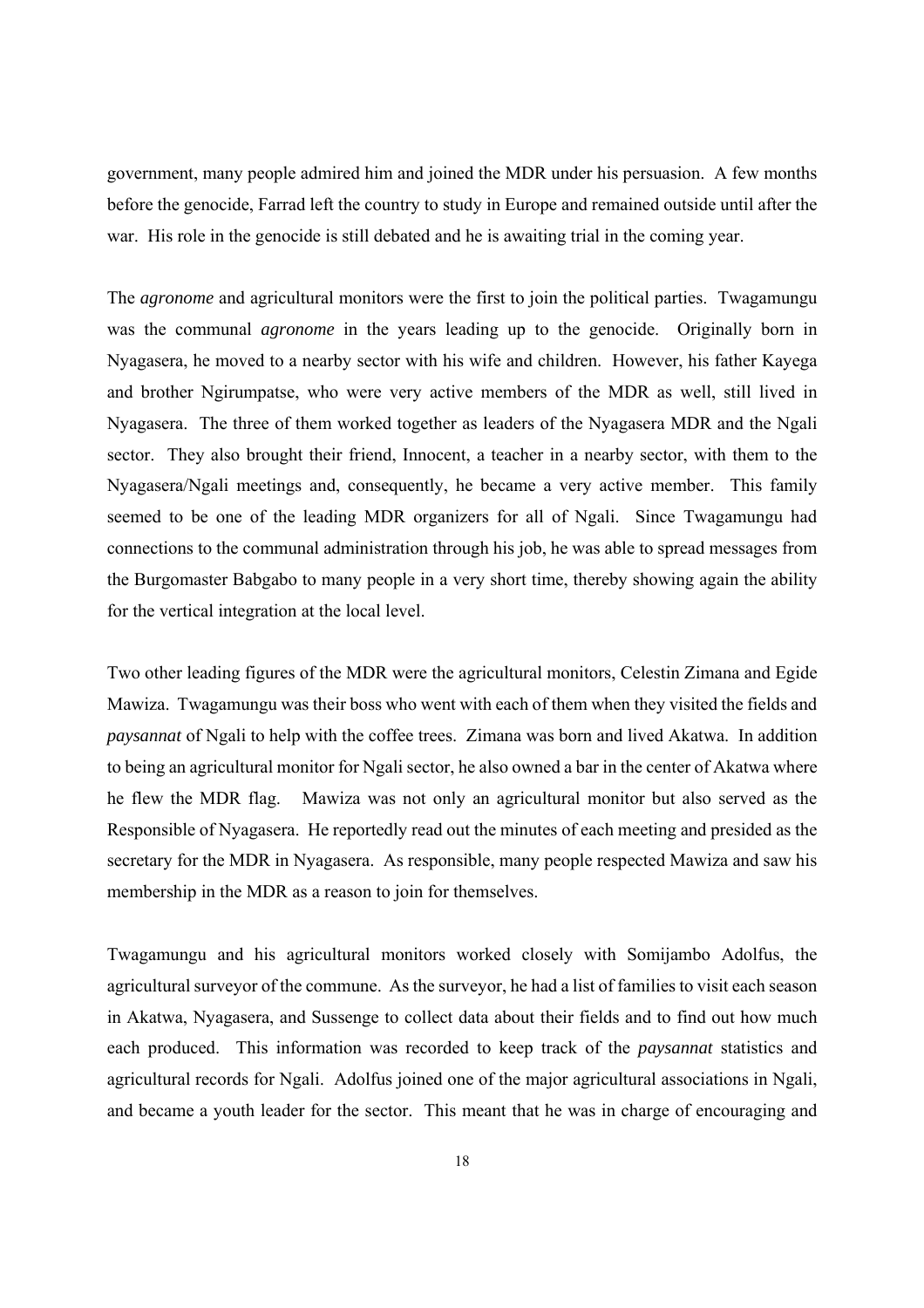government, many people admired him and joined the MDR under his persuasion. A few months before the genocide, Farrad left the country to study in Europe and remained outside until after the war. His role in the genocide is still debated and he is awaiting trial in the coming year.

The *agronome* and agricultural monitors were the first to join the political parties. Twagamungu was the communal *agronome* in the years leading up to the genocide. Originally born in Nyagasera, he moved to a nearby sector with his wife and children. However, his father Kayega and brother Ngirumpatse, who were very active members of the MDR as well, still lived in Nyagasera. The three of them worked together as leaders of the Nyagasera MDR and the Ngali sector. They also brought their friend, Innocent, a teacher in a nearby sector, with them to the Nyagasera/Ngali meetings and, consequently, he became a very active member. This family seemed to be one of the leading MDR organizers for all of Ngali. Since Twagamungu had connections to the communal administration through his job, he was able to spread messages from the Burgomaster Babgabo to many people in a very short time, thereby showing again the ability for the vertical integration at the local level.

Two other leading figures of the MDR were the agricultural monitors, Celestin Zimana and Egide Mawiza. Twagamungu was their boss who went with each of them when they visited the fields and *paysannat* of Ngali to help with the coffee trees. Zimana was born and lived Akatwa. In addition to being an agricultural monitor for Ngali sector, he also owned a bar in the center of Akatwa where he flew the MDR flag. Mawiza was not only an agricultural monitor but also served as the Responsible of Nyagasera. He reportedly read out the minutes of each meeting and presided as the secretary for the MDR in Nyagasera. As responsible, many people respected Mawiza and saw his membership in the MDR as a reason to join for themselves.

Twagamungu and his agricultural monitors worked closely with Somijambo Adolfus, the agricultural surveyor of the commune. As the surveyor, he had a list of families to visit each season in Akatwa, Nyagasera, and Sussenge to collect data about their fields and to find out how much each produced. This information was recorded to keep track of the *paysannat* statistics and agricultural records for Ngali. Adolfus joined one of the major agricultural associations in Ngali, and became a youth leader for the sector. This meant that he was in charge of encouraging and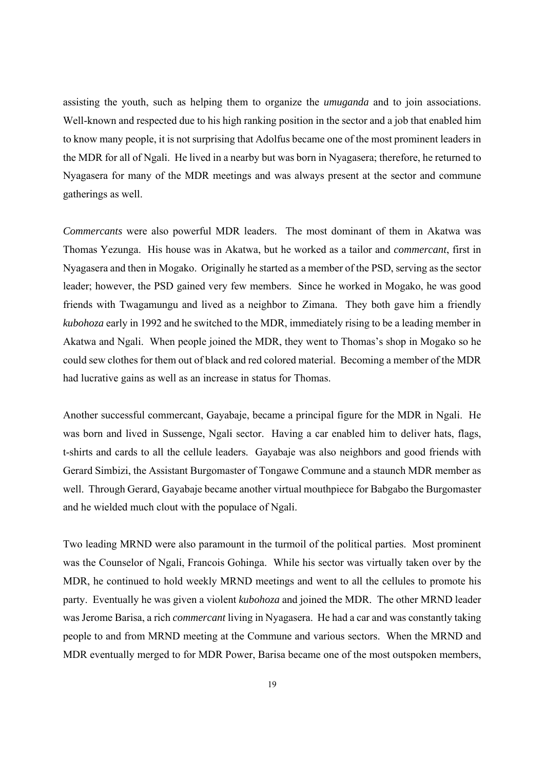assisting the youth, such as helping them to organize the *umuganda* and to join associations. Well-known and respected due to his high ranking position in the sector and a job that enabled him to know many people, it is not surprising that Adolfus became one of the most prominent leaders in the MDR for all of Ngali. He lived in a nearby but was born in Nyagasera; therefore, he returned to Nyagasera for many of the MDR meetings and was always present at the sector and commune gatherings as well.

*Commercants* were also powerful MDR leaders. The most dominant of them in Akatwa was Thomas Yezunga. His house was in Akatwa, but he worked as a tailor and *commercant*, first in Nyagasera and then in Mogako. Originally he started as a member of the PSD, serving as the sector leader; however, the PSD gained very few members. Since he worked in Mogako, he was good friends with Twagamungu and lived as a neighbor to Zimana. They both gave him a friendly *kubohoza* early in 1992 and he switched to the MDR, immediately rising to be a leading member in Akatwa and Ngali. When people joined the MDR, they went to Thomas's shop in Mogako so he could sew clothes for them out of black and red colored material. Becoming a member of the MDR had lucrative gains as well as an increase in status for Thomas.

Another successful commercant, Gayabaje, became a principal figure for the MDR in Ngali. He was born and lived in Sussenge, Ngali sector. Having a car enabled him to deliver hats, flags, t-shirts and cards to all the cellule leaders. Gayabaje was also neighbors and good friends with Gerard Simbizi, the Assistant Burgomaster of Tongawe Commune and a staunch MDR member as well. Through Gerard, Gayabaje became another virtual mouthpiece for Babgabo the Burgomaster and he wielded much clout with the populace of Ngali.

Two leading MRND were also paramount in the turmoil of the political parties. Most prominent was the Counselor of Ngali, Francois Gohinga. While his sector was virtually taken over by the MDR, he continued to hold weekly MRND meetings and went to all the cellules to promote his party. Eventually he was given a violent *kubohoza* and joined the MDR. The other MRND leader was Jerome Barisa, a rich *commercant* living in Nyagasera. He had a car and was constantly taking people to and from MRND meeting at the Commune and various sectors. When the MRND and MDR eventually merged to for MDR Power, Barisa became one of the most outspoken members,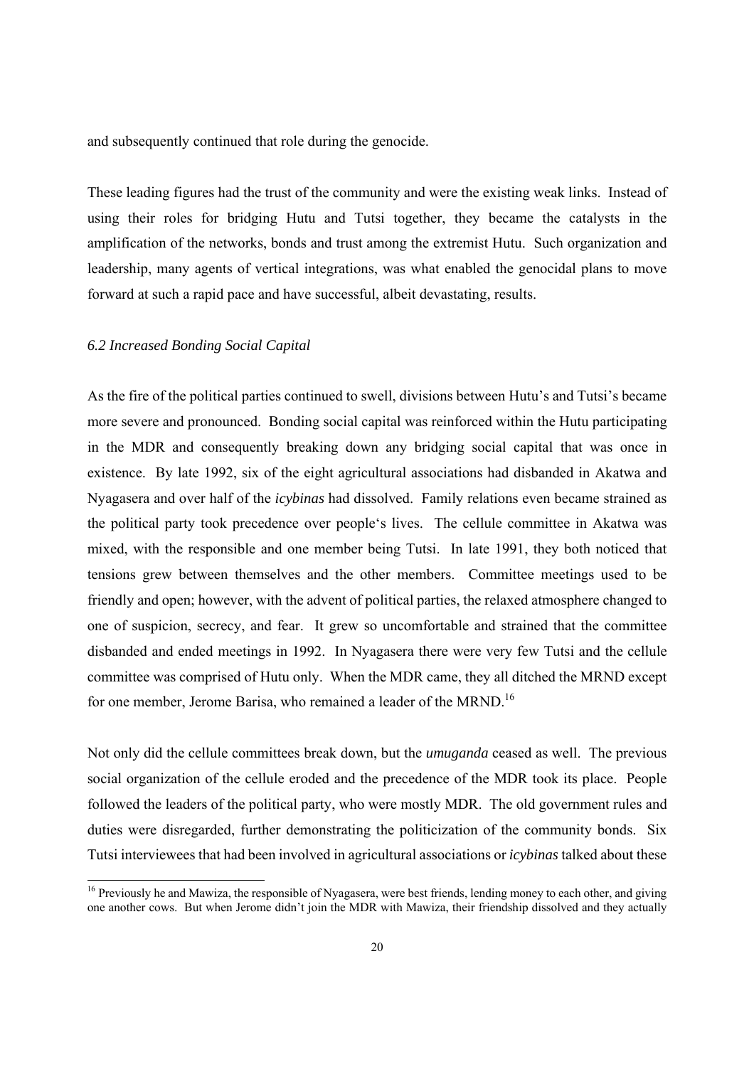and subsequently continued that role during the genocide.

These leading figures had the trust of the community and were the existing weak links. Instead of using their roles for bridging Hutu and Tutsi together, they became the catalysts in the amplification of the networks, bonds and trust among the extremist Hutu. Such organization and leadership, many agents of vertical integrations, was what enabled the genocidal plans to move forward at such a rapid pace and have successful, albeit devastating, results.

### *6.2 Increased Bonding Social Capital*

As the fire of the political parties continued to swell, divisions between Hutu's and Tutsi's became more severe and pronounced. Bonding social capital was reinforced within the Hutu participating in the MDR and consequently breaking down any bridging social capital that was once in existence. By late 1992, six of the eight agricultural associations had disbanded in Akatwa and Nyagasera and over half of the *icybinas* had dissolved. Family relations even became strained as the political party took precedence over people's lives. The cellule committee in Akatwa was mixed, with the responsible and one member being Tutsi. In late 1991, they both noticed that tensions grew between themselves and the other members. Committee meetings used to be friendly and open; however, with the advent of political parties, the relaxed atmosphere changed to one of suspicion, secrecy, and fear. It grew so uncomfortable and strained that the committee disbanded and ended meetings in 1992. In Nyagasera there were very few Tutsi and the cellule committee was comprised of Hutu only. When the MDR came, they all ditched the MRND except for one member, Jerome Barisa, who remained a leader of the MRND.[16]

Not only did the cellule committees break down, but the *umuganda* ceased as well. The previous social organization of the cellule eroded and the precedence of the MDR took its place. People followed the leaders of the political party, who were mostly MDR. The old government rules and duties were disregarded, further demonstrating the politicization of the community bonds. Six Tutsi interviewees that had been involved in agricultural associations or *icybinas* talked about these

[16] Previously he and Mawiza, the responsible of Nyagasera, were best friends, lending money to each other, and giving one another cows. But when Jerome didn't join the MDR with Mawiza, their friendship dissolved and they actually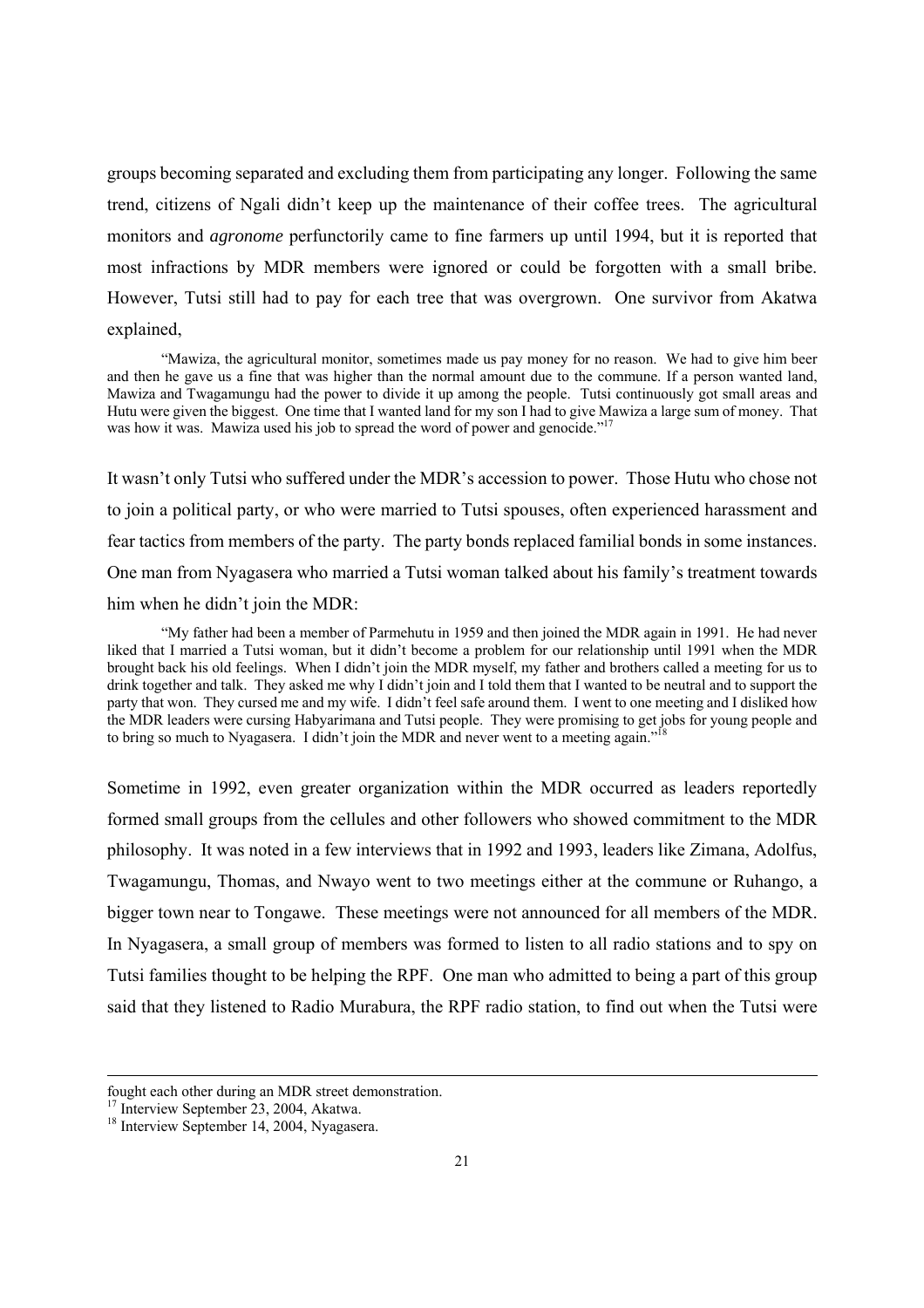groups becoming separated and excluding them from participating any longer. Following the same trend, citizens of Ngali didn't keep up the maintenance of their coffee trees. The agricultural monitors and *agronome* perfunctorily came to fine farmers up until 1994, but it is reported that most infractions by MDR members were ignored or could be forgotten with a small bribe. However, Tutsi still had to pay for each tree that was overgrown. One survivor from Akatwa explained,

> "Mawiza, the agricultural monitor, sometimes made us pay money for no reason. We had to give him beer and then he gave us a fine that was higher than the normal amount due to the commune. If a person wanted land, Mawiza and Twagamungu had the power to divide it up among the people. Tutsi continuously got small areas and Hutu were given the biggest. One time that I wanted land for my son I had to give Mawiza a large sum of money. That was how it was. Mawiza used his job to spread the word of power and genocide."[17]

It wasn't only Tutsi who suffered under the MDR's accession to power. Those Hutu who chose not to join a political party, or who were married to Tutsi spouses, often experienced harassment and fear tactics from members of the party. The party bonds replaced familial bonds in some instances. One man from Nyagasera who married a Tutsi woman talked about his family's treatment towards him when he didn't join the MDR:

> "My father had been a member of Parmehutu in 1959 and then joined the MDR again in 1991. He had never liked that I married a Tutsi woman, but it didn't become a problem for our relationship until 1991 when the MDR brought back his old feelings. When I didn't join the MDR myself, my father and brothers called a meeting for us to drink together and talk. They asked me why I didn't join and I told them that I wanted to be neutral and to support the party that won. They cursed me and my wife. I didn't feel safe around them. I went to one meeting and I disliked how the MDR leaders were cursing Habyarimana and Tutsi people. They were promising to get jobs for young people and to bring so much to Nyagasera. I didn't join the MDR and never went to a meeting again."[18]

Sometime in 1992, even greater organization within the MDR occurred as leaders reportedly formed small groups from the cellules and other followers who showed commitment to the MDR philosophy. It was noted in a few interviews that in 1992 and 1993, leaders like Zimana, Adolfus, Twagamungu, Thomas, and Nwayo went to two meetings either at the commune or Ruhango, a bigger town near to Tongawe. These meetings were not announced for all members of the MDR. In Nyagasera, a small group of members was formed to listen to all radio stations and to spy on Tutsi families thought to be helping the RPF. One man who admitted to being a part of this group said that they listened to Radio Murabura, the RPF radio station, to find out when the Tutsi were

---

fought each other during an MDR street demonstration.

[17] Interview September 23, 2004, Akatwa.

[18] Interview September 14, 2004, Nyagasera.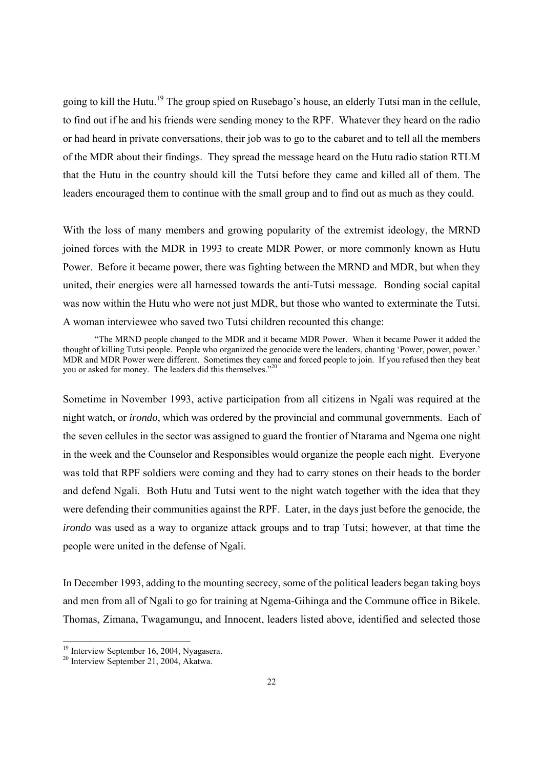going to kill the Hutu.[19] The group spied on Rusebago's house, an elderly Tutsi man in the cellule, to find out if he and his friends were sending money to the RPF. Whatever they heard on the radio or had heard in private conversations, their job was to go to the cabaret and to tell all the members of the MDR about their findings. They spread the message heard on the Hutu radio station RTLM that the Hutu in the country should kill the Tutsi before they came and killed all of them. The leaders encouraged them to continue with the small group and to find out as much as they could.

With the loss of many members and growing popularity of the extremist ideology, the MRND joined forces with the MDR in 1993 to create MDR Power, or more commonly known as Hutu Power. Before it became power, there was fighting between the MRND and MDR, but when they united, their energies were all harnessed towards the anti-Tutsi message. Bonding social capital was now within the Hutu who were not just MDR, but those who wanted to exterminate the Tutsi. A woman interviewee who saved two Tutsi children recounted this change:

> "The MRND people changed to the MDR and it became MDR Power. When it became Power it added the thought of killing Tutsi people. People who organized the genocide were the leaders, chanting 'Power, power, power.' MDR and MDR Power were different. Sometimes they came and forced people to join. If you refused then they beat you or asked for money. The leaders did this themselves."[20]

Sometime in November 1993, active participation from all citizens in Ngali was required at the night watch, or *irondo*, which was ordered by the provincial and communal governments. Each of the seven cellules in the sector was assigned to guard the frontier of Ntarama and Ngema one night in the week and the Counselor and Responsibles would organize the people each night. Everyone was told that RPF soldiers were coming and they had to carry stones on their heads to the border and defend Ngali. Both Hutu and Tutsi went to the night watch together with the idea that they were defending their communities against the RPF. Later, in the days just before the genocide, the *irondo* was used as a way to organize attack groups and to trap Tutsi; however, at that time the people were united in the defense of Ngali.

In December 1993, adding to the mounting secrecy, some of the political leaders began taking boys and men from all of Ngali to go for training at Ngema-Gihinga and the Commune office in Bikele. Thomas, Zimana, Twagamungu, and Innocent, leaders listed above, identified and selected those

---

[19] Interview September 16, 2004, Nyagasera.

[20] Interview September 21, 2004, Akatwa.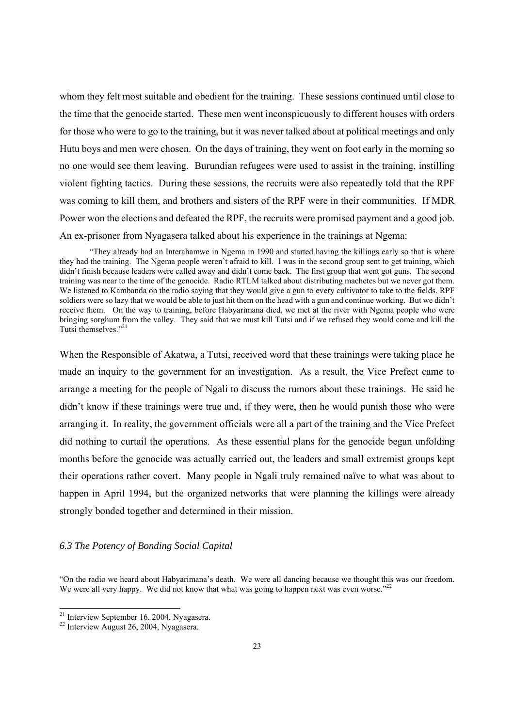whom they felt most suitable and obedient for the training. These sessions continued until close to the time that the genocide started. These men went inconspicuously to different houses with orders for those who were to go to the training, but it was never talked about at political meetings and only Hutu boys and men were chosen. On the days of training, they went on foot early in the morning so no one would see them leaving. Burundian refugees were used to assist in the training, instilling violent fighting tactics. During these sessions, the recruits were also repeatedly told that the RPF was coming to kill them, and brothers and sisters of the RPF were in their communities. If MDR Power won the elections and defeated the RPF, the recruits were promised payment and a good job. An ex-prisoner from Nyagasera talked about his experience in the trainings at Ngema:

> "They already had an Interahamwe in Ngema in 1990 and started having the killings early so that is where they had the training. The Ngema people weren't afraid to kill. I was in the second group sent to get training, which didn't finish because leaders were called away and didn't come back. The first group that went got guns. The second training was near to the time of the genocide. Radio RTLM talked about distributing machetes but we never got them. We listened to Kambanda on the radio saying that they would give a gun to every cultivator to take to the fields. RPF soldiers were so lazy that we would be able to just hit them on the head with a gun and continue working. But we didn't receive them. On the way to training, before Habyarimana died, we met at the river with Ngema people who were bringing sorghum from the valley. They said that we must kill Tutsi and if we refused they would come and kill the Tutsi themselves."[21]

When the Responsible of Akatwa, a Tutsi, received word that these trainings were taking place he made an inquiry to the government for an investigation. As a result, the Vice Prefect came to arrange a meeting for the people of Ngali to discuss the rumors about these trainings. He said he didn't know if these trainings were true and, if they were, then he would punish those who were arranging it. In reality, the government officials were all a part of the training and the Vice Prefect did nothing to curtail the operations. As these essential plans for the genocide began unfolding months before the genocide was actually carried out, the leaders and small extremist groups kept their operations rather covert. Many people in Ngali truly remained naïve to what was about to happen in April 1994, but the organized networks that were planning the killings were already strongly bonded together and determined in their mission.

### *6.3 The Potency of Bonding Social Capital*

"On the radio we heard about Habyarimana's death. We were all dancing because we thought this was our freedom. We were all very happy. We did not know that what was going to happen next was even worse."[22]

---

[21] Interview September 16, 2004, Nyagasera.

[22] Interview August 26, 2004, Nyagasera.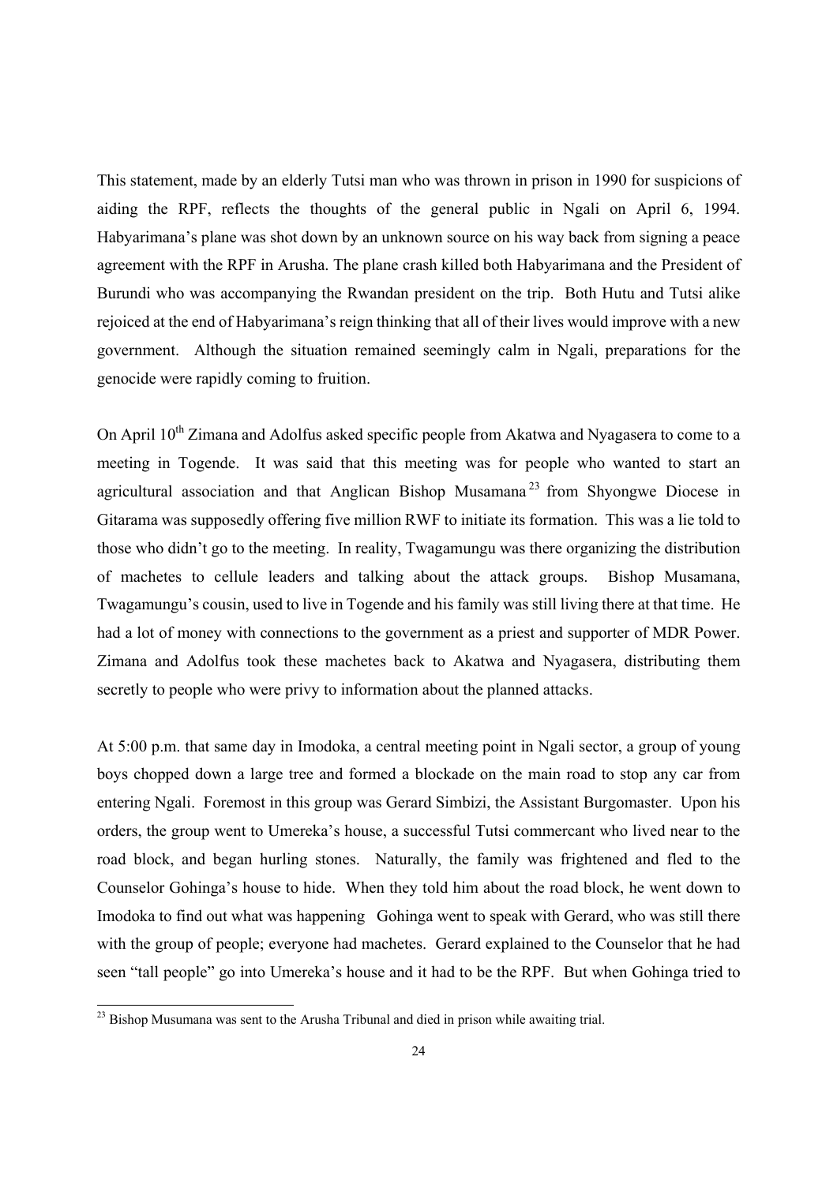This statement, made by an elderly Tutsi man who was thrown in prison in 1990 for suspicions of aiding the RPF, reflects the thoughts of the general public in Ngali on April 6, 1994. Habyarimana's plane was shot down by an unknown source on his way back from signing a peace agreement with the RPF in Arusha. The plane crash killed both Habyarimana and the President of Burundi who was accompanying the Rwandan president on the trip. Both Hutu and Tutsi alike rejoiced at the end of Habyarimana's reign thinking that all of their lives would improve with a new government. Although the situation remained seemingly calm in Ngali, preparations for the genocide were rapidly coming to fruition.

On April 10th Zimana and Adolfus asked specific people from Akatwa and Nyagasera to come to a meeting in Togende. It was said that this meeting was for people who wanted to start an agricultural association and that Anglican Bishop Musamana[23] from Shyongwe Diocese in Gitarama was supposedly offering five million RWF to initiate its formation. This was a lie told to those who didn't go to the meeting. In reality, Twagamungu was there organizing the distribution of machetes to cellule leaders and talking about the attack groups. Bishop Musamana, Twagamungu's cousin, used to live in Togende and his family was still living there at that time. He had a lot of money with connections to the government as a priest and supporter of MDR Power. Zimana and Adolfus took these machetes back to Akatwa and Nyagasera, distributing them secretly to people who were privy to information about the planned attacks.

At 5:00 p.m. that same day in Imodoka, a central meeting point in Ngali sector, a group of young boys chopped down a large tree and formed a blockade on the main road to stop any car from entering Ngali. Foremost in this group was Gerard Simbizi, the Assistant Burgomaster. Upon his orders, the group went to Umereka's house, a successful Tutsi commercant who lived near to the road block, and began hurling stones. Naturally, the family was frightened and fled to the Counselor Gohinga's house to hide. When they told him about the road block, he went down to Imodoka to find out what was happening Gohinga went to speak with Gerard, who was still there with the group of people; everyone had machetes. Gerard explained to the Counselor that he had seen "tall people" go into Umereka's house and it had to be the RPF. But when Gohinga tried to

[23] Bishop Musumana was sent to the Arusha Tribunal and died in prison while awaiting trial.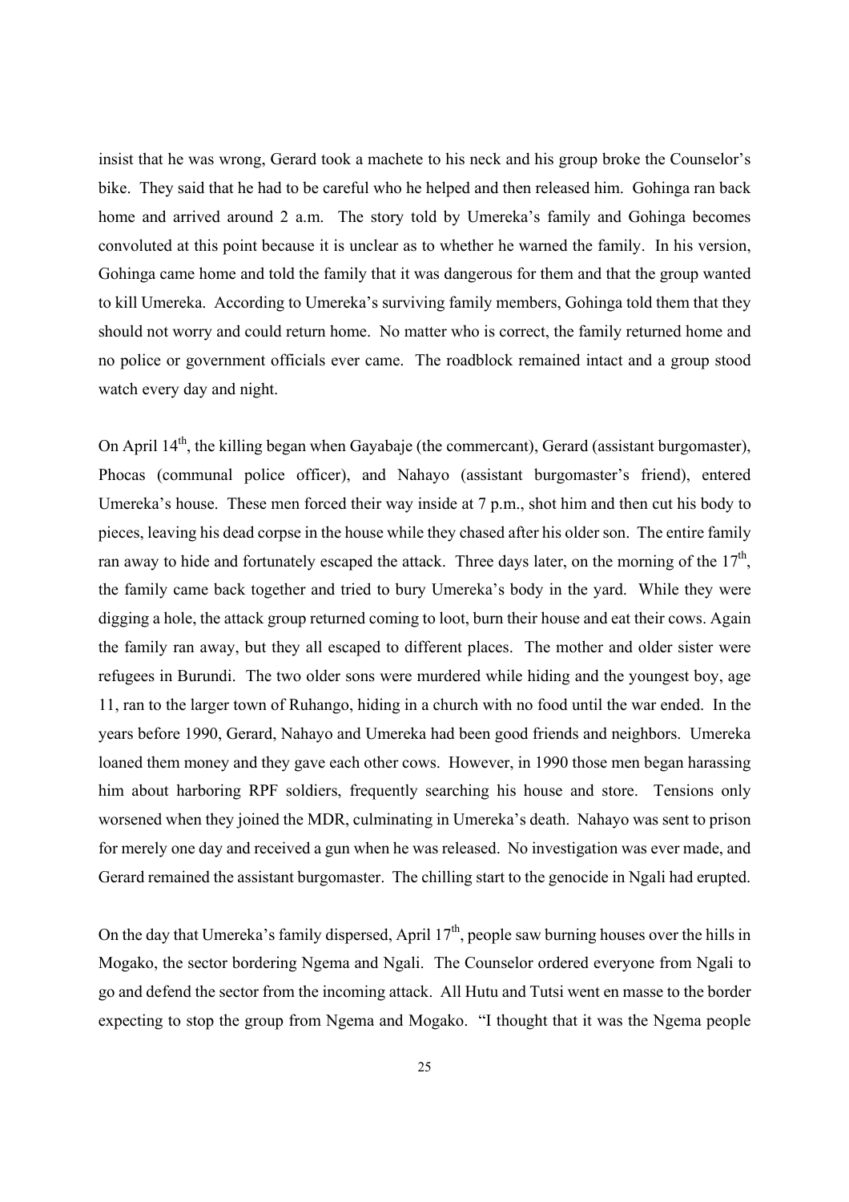insist that he was wrong, Gerard took a machete to his neck and his group broke the Counselor's bike. They said that he had to be careful who he helped and then released him. Gohinga ran back home and arrived around 2 a.m. The story told by Umereka's family and Gohinga becomes convoluted at this point because it is unclear as to whether he warned the family. In his version, Gohinga came home and told the family that it was dangerous for them and that the group wanted to kill Umereka. According to Umereka's surviving family members, Gohinga told them that they should not worry and could return home. No matter who is correct, the family returned home and no police or government officials ever came. The roadblock remained intact and a group stood watch every day and night.

On April 14th, the killing began when Gayabaje (the commercant), Gerard (assistant burgomaster), Phocas (communal police officer), and Nahayo (assistant burgomaster's friend), entered Umereka's house. These men forced their way inside at 7 p.m., shot him and then cut his body to pieces, leaving his dead corpse in the house while they chased after his older son. The entire family ran away to hide and fortunately escaped the attack. Three days later, on the morning of the 17th, the family came back together and tried to bury Umereka's body in the yard. While they were digging a hole, the attack group returned coming to loot, burn their house and eat their cows. Again the family ran away, but they all escaped to different places. The mother and older sister were refugees in Burundi. The two older sons were murdered while hiding and the youngest boy, age 11, ran to the larger town of Ruhango, hiding in a church with no food until the war ended. In the years before 1990, Gerard, Nahayo and Umereka had been good friends and neighbors. Umereka loaned them money and they gave each other cows. However, in 1990 those men began harassing him about harboring RPF soldiers, frequently searching his house and store. Tensions only worsened when they joined the MDR, culminating in Umereka's death. Nahayo was sent to prison for merely one day and received a gun when he was released. No investigation was ever made, and Gerard remained the assistant burgomaster. The chilling start to the genocide in Ngali had erupted.

On the day that Umereka's family dispersed, April 17th, people saw burning houses over the hills in Mogako, the sector bordering Ngema and Ngali. The Counselor ordered everyone from Ngali to go and defend the sector from the incoming attack. All Hutu and Tutsi went en masse to the border expecting to stop the group from Ngema and Mogako. "I thought that it was the Ngema people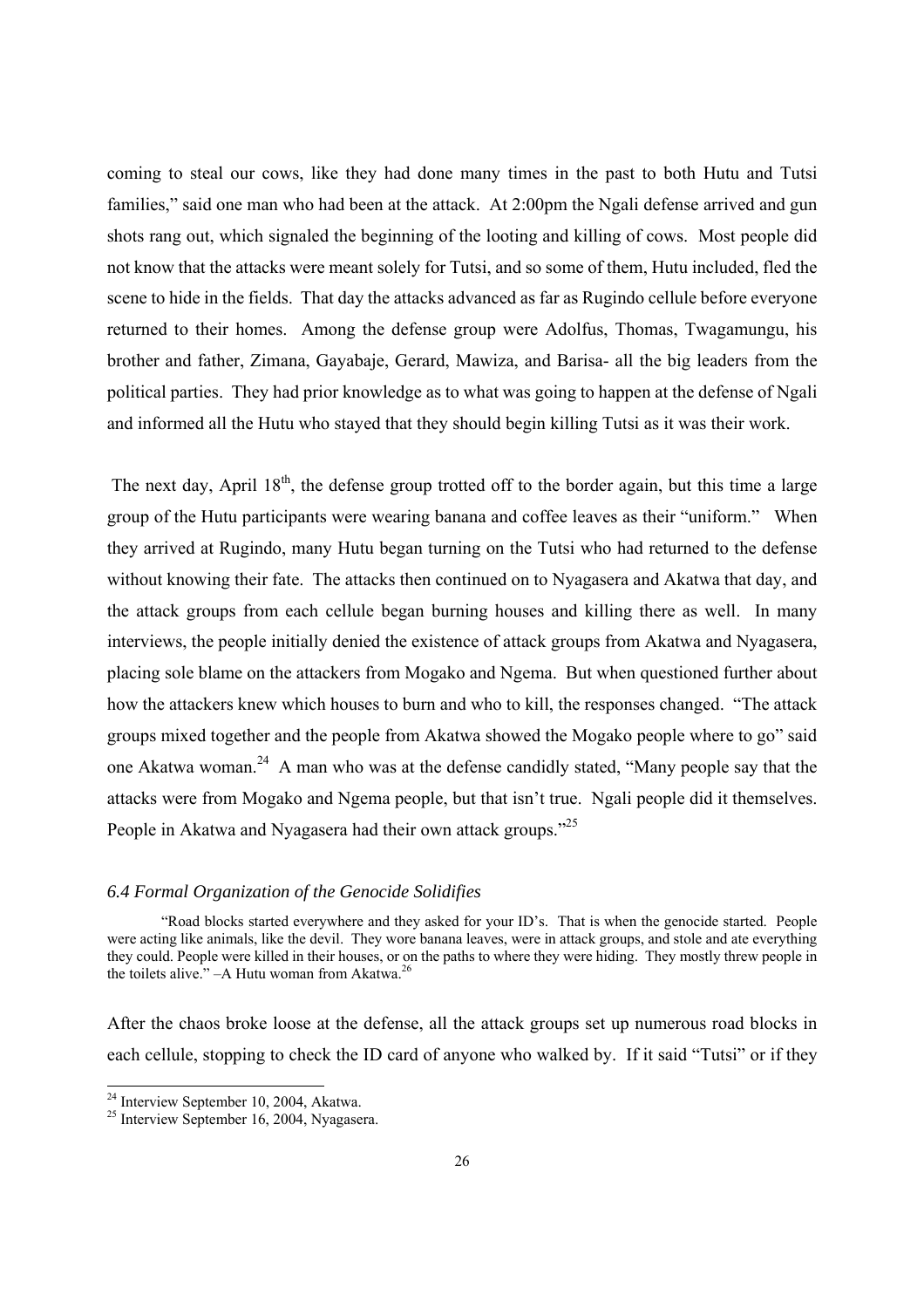coming to steal our cows, like they had done many times in the past to both Hutu and Tutsi families," said one man who had been at the attack. At 2:00pm the Ngali defense arrived and gun shots rang out, which signaled the beginning of the looting and killing of cows. Most people did not know that the attacks were meant solely for Tutsi, and so some of them, Hutu included, fled the scene to hide in the fields. That day the attacks advanced as far as Rugindo cellule before everyone returned to their homes. Among the defense group were Adolfus, Thomas, Twagamungu, his brother and father, Zimana, Gayabaje, Gerard, Mawiza, and Barisa- all the big leaders from the political parties. They had prior knowledge as to what was going to happen at the defense of Ngali and informed all the Hutu who stayed that they should begin killing Tutsi as it was their work.

The next day, April 18th, the defense group trotted off to the border again, but this time a large group of the Hutu participants were wearing banana and coffee leaves as their "uniform." When they arrived at Rugindo, many Hutu began turning on the Tutsi who had returned to the defense without knowing their fate. The attacks then continued on to Nyagasera and Akatwa that day, and the attack groups from each cellule began burning houses and killing there as well. In many interviews, the people initially denied the existence of attack groups from Akatwa and Nyagasera, placing sole blame on the attackers from Mogako and Ngema. But when questioned further about how the attackers knew which houses to burn and who to kill, the responses changed. "The attack groups mixed together and the people from Akatwa showed the Mogako people where to go" said one Akatwa woman.[24] A man who was at the defense candidly stated, "Many people say that the attacks were from Mogako and Ngema people, but that isn't true. Ngali people did it themselves. People in Akatwa and Nyagasera had their own attack groups."[25]

### *6.4 Formal Organization of the Genocide Solidifies*

> "Road blocks started everywhere and they asked for your ID's. That is when the genocide started. People were acting like animals, like the devil. They wore banana leaves, were in attack groups, and stole and ate everything they could. People were killed in their houses, or on the paths to where they were hiding. They mostly threw people in the toilets alive." –A Hutu woman from Akatwa.[26]

After the chaos broke loose at the defense, all the attack groups set up numerous road blocks in each cellule, stopping to check the ID card of anyone who walked by. If it said "Tutsi" or if they

---

[24] Interview September 10, 2004, Akatwa.

[25] Interview September 16, 2004, Nyagasera.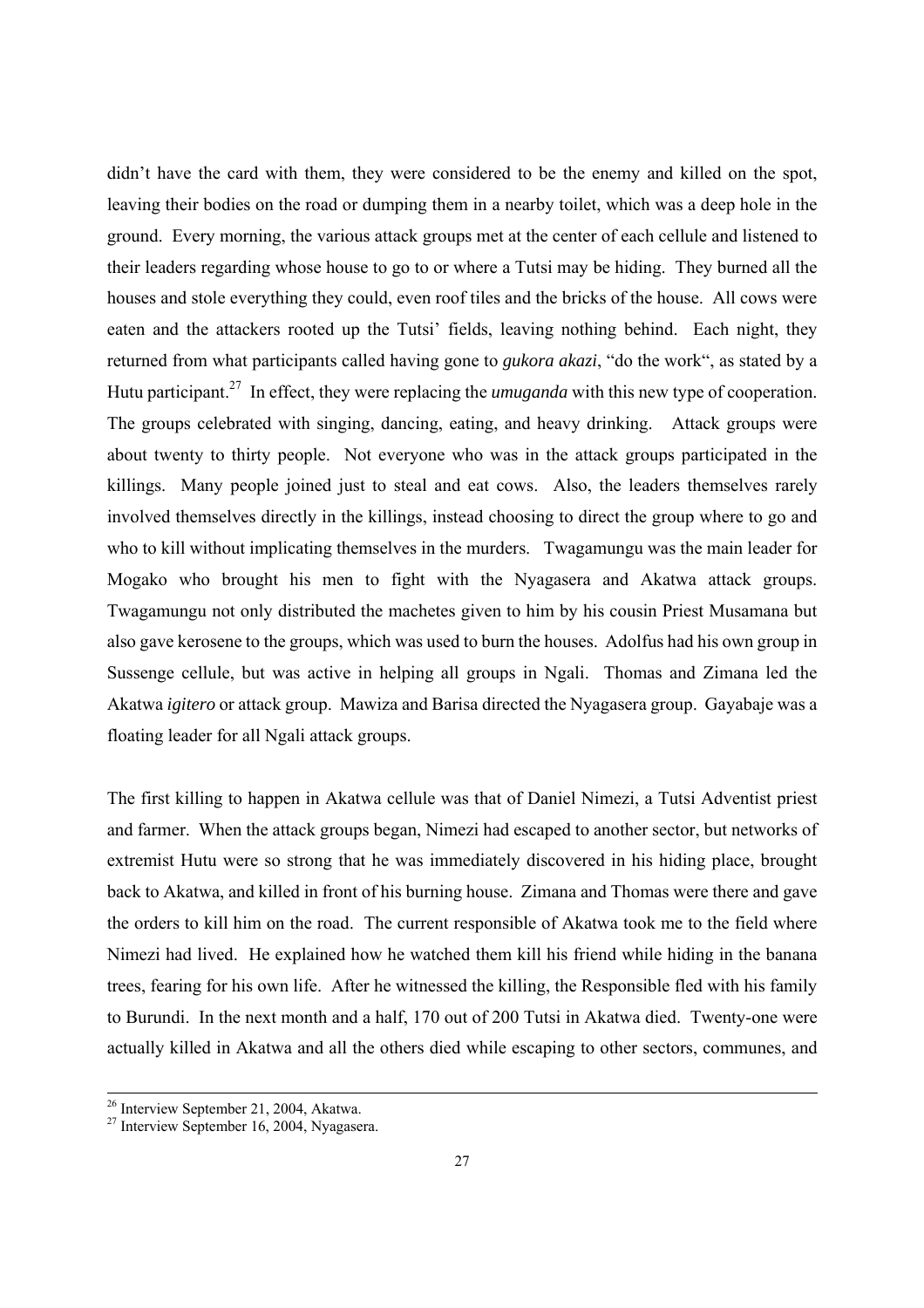didn't have the card with them, they were considered to be the enemy and killed on the spot, leaving their bodies on the road or dumping them in a nearby toilet, which was a deep hole in the ground. Every morning, the various attack groups met at the center of each cellule and listened to their leaders regarding whose house to go to or where a Tutsi may be hiding. They burned all the houses and stole everything they could, even roof tiles and the bricks of the house. All cows were eaten and the attackers rooted up the Tutsi' fields, leaving nothing behind. Each night, they returned from what participants called having gone to *gukora akazi*, "do the work", as stated by a Hutu participant.[27] In effect, they were replacing the *umuganda* with this new type of cooperation. The groups celebrated with singing, dancing, eating, and heavy drinking. Attack groups were about twenty to thirty people. Not everyone who was in the attack groups participated in the killings. Many people joined just to steal and eat cows. Also, the leaders themselves rarely involved themselves directly in the killings, instead choosing to direct the group where to go and who to kill without implicating themselves in the murders. Twagamungu was the main leader for Mogako who brought his men to fight with the Nyagasera and Akatwa attack groups. Twagamungu not only distributed the machetes given to him by his cousin Priest Musamana but also gave kerosene to the groups, which was used to burn the houses. Adolfus had his own group in Sussenge cellule, but was active in helping all groups in Ngali. Thomas and Zimana led the Akatwa *igitero* or attack group. Mawiza and Barisa directed the Nyagasera group. Gayabaje was a floating leader for all Ngali attack groups.

The first killing to happen in Akatwa cellule was that of Daniel Nimezi, a Tutsi Adventist priest and farmer. When the attack groups began, Nimezi had escaped to another sector, but networks of extremist Hutu were so strong that he was immediately discovered in his hiding place, brought back to Akatwa, and killed in front of his burning house. Zimana and Thomas were there and gave the orders to kill him on the road. The current responsible of Akatwa took me to the field where Nimezi had lived. He explained how he watched them kill his friend while hiding in the banana trees, fearing for his own life. After he witnessed the killing, the Responsible fled with his family to Burundi. In the next month and a half, 170 out of 200 Tutsi in Akatwa died. Twenty-one were actually killed in Akatwa and all the others died while escaping to other sectors, communes, and

---

[26] Interview September 21, 2004, Akatwa.

[27] Interview September 16, 2004, Nyagasera.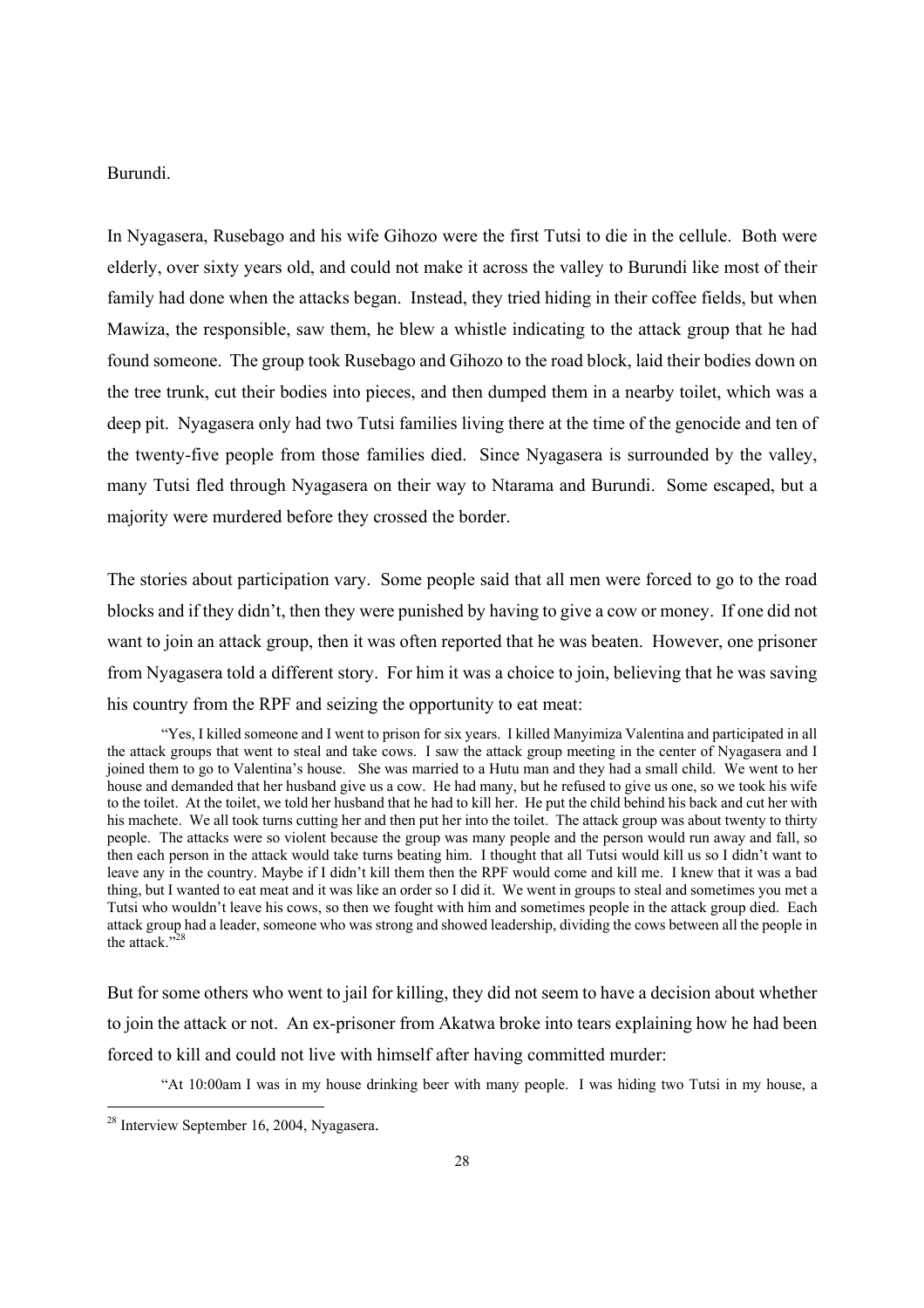Burundi.

In Nyagasera, Rusebago and his wife Gihozo were the first Tutsi to die in the cellule. Both were elderly, over sixty years old, and could not make it across the valley to Burundi like most of their family had done when the attacks began. Instead, they tried hiding in their coffee fields, but when Mawiza, the responsible, saw them, he blew a whistle indicating to the attack group that he had found someone. The group took Rusebago and Gihozo to the road block, laid their bodies down on the tree trunk, cut their bodies into pieces, and then dumped them in a nearby toilet, which was a deep pit. Nyagasera only had two Tutsi families living there at the time of the genocide and ten of the twenty-five people from those families died. Since Nyagasera is surrounded by the valley, many Tutsi fled through Nyagasera on their way to Ntarama and Burundi. Some escaped, but a majority were murdered before they crossed the border.

The stories about participation vary. Some people said that all men were forced to go to the road blocks and if they didn't, then they were punished by having to give a cow or money. If one did not want to join an attack group, then it was often reported that he was beaten. However, one prisoner from Nyagasera told a different story. For him it was a choice to join, believing that he was saving his country from the RPF and seizing the opportunity to eat meat:

> "Yes, I killed someone and I went to prison for six years. I killed Manyimiza Valentina and participated in all the attack groups that went to steal and take cows. I saw the attack group meeting in the center of Nyagasera and I joined them to go to Valentina's house. She was married to a Hutu man and they had a small child. We went to her house and demanded that her husband give us a cow. He had many, but he refused to give us one, so we took his wife to the toilet. At the toilet, we told her husband that he had to kill her. He put the child behind his back and cut her with his machete. We all took turns cutting her and then put her into the toilet. The attack group was about twenty to thirty people. The attacks were so violent because the group was many people and the person would run away and fall, so then each person in the attack would take turns beating him. I thought that all Tutsi would kill us so I didn't want to leave any in the country. Maybe if I didn't kill them then the RPF would come and kill me. I knew that it was a bad thing, but I wanted to eat meat and it was like an order so I did it. We went in groups to steal and sometimes you met a Tutsi who wouldn't leave his cows, so then we fought with him and sometimes people in the attack group died. Each attack group had a leader, someone who was strong and showed leadership, dividing the cows between all the people in the attack."[28]

But for some others who went to jail for killing, they did not seem to have a decision about whether to join the attack or not. An ex-prisoner from Akatwa broke into tears explaining how he had been forced to kill and could not live with himself after having committed murder:

> "At 10:00am I was in my house drinking beer with many people. I was hiding two Tutsi in my house, a

[28] Interview September 16, 2004, Nyagasera.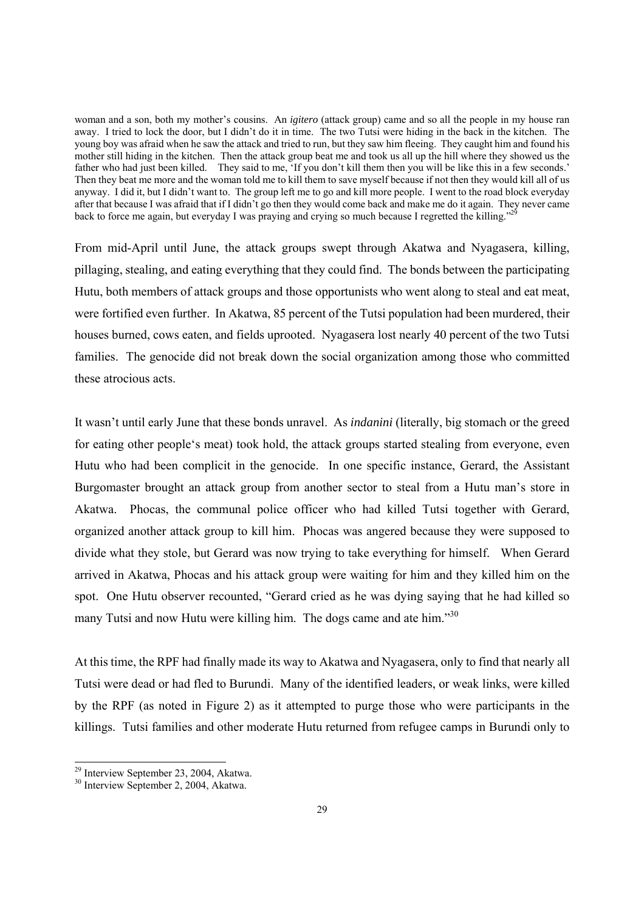woman and a son, both my mother's cousins. An *igitero* (attack group) came and so all the people in my house ran away. I tried to lock the door, but I didn't do it in time. The two Tutsi were hiding in the back in the kitchen. The young boy was afraid when he saw the attack and tried to run, but they saw him fleeing. They caught him and found his mother still hiding in the kitchen. Then the attack group beat me and took us all up the hill where they showed us the father who had just been killed. They said to me, 'If you don't kill them then you will be like this in a few seconds.' Then they beat me more and the woman told me to kill them to save myself because if not then they would kill all of us anyway. I did it, but I didn't want to. The group left me to go and kill more people. I went to the road block everyday after that because I was afraid that if I didn't go then they would come back and make me do it again. They never came back to force me again, but everyday I was praying and crying so much because I regretted the killing."[29]

From mid-April until June, the attack groups swept through Akatwa and Nyagasera, killing, pillaging, stealing, and eating everything that they could find. The bonds between the participating Hutu, both members of attack groups and those opportunists who went along to steal and eat meat, were fortified even further. In Akatwa, 85 percent of the Tutsi population had been murdered, their houses burned, cows eaten, and fields uprooted. Nyagasera lost nearly 40 percent of the two Tutsi families. The genocide did not break down the social organization among those who committed these atrocious acts.

It wasn't until early June that these bonds unravel. As *indanini* (literally, big stomach or the greed for eating other people's meat) took hold, the attack groups started stealing from everyone, even Hutu who had been complicit in the genocide. In one specific instance, Gerard, the Assistant Burgomaster brought an attack group from another sector to steal from a Hutu man's store in Akatwa. Phocas, the communal police officer who had killed Tutsi together with Gerard, organized another attack group to kill him. Phocas was angered because they were supposed to divide what they stole, but Gerard was now trying to take everything for himself. When Gerard arrived in Akatwa, Phocas and his attack group were waiting for him and they killed him on the spot. One Hutu observer recounted, "Gerard cried as he was dying saying that he had killed so many Tutsi and now Hutu were killing him. The dogs came and ate him."[30]

At this time, the RPF had finally made its way to Akatwa and Nyagasera, only to find that nearly all Tutsi were dead or had fled to Burundi. Many of the identified leaders, or weak links, were killed by the RPF (as noted in Figure 2) as it attempted to purge those who were participants in the killings. Tutsi families and other moderate Hutu returned from refugee camps in Burundi only to

---

[29] Interview September 23, 2004, Akatwa.

[30] Interview September 2, 2004, Akatwa.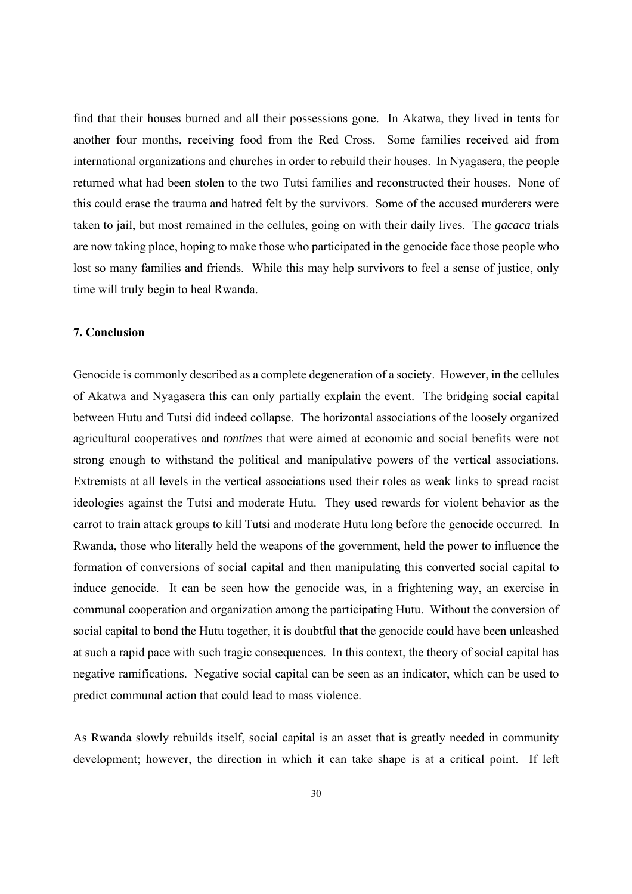find that their houses burned and all their possessions gone. In Akatwa, they lived in tents for another four months, receiving food from the Red Cross. Some families received aid from international organizations and churches in order to rebuild their houses. In Nyagasera, the people returned what had been stolen to the two Tutsi families and reconstructed their houses. None of this could erase the trauma and hatred felt by the survivors. Some of the accused murderers were taken to jail, but most remained in the cellules, going on with their daily lives. The *gacaca* trials are now taking place, hoping to make those who participated in the genocide face those people who lost so many families and friends. While this may help survivors to feel a sense of justice, only time will truly begin to heal Rwanda.

## 7. Conclusion

Genocide is commonly described as a complete degeneration of a society. However, in the cellules of Akatwa and Nyagasera this can only partially explain the event. The bridging social capital between Hutu and Tutsi did indeed collapse. The horizontal associations of the loosely organized agricultural cooperatives and *tontines* that were aimed at economic and social benefits were not strong enough to withstand the political and manipulative powers of the vertical associations. Extremists at all levels in the vertical associations used their roles as weak links to spread racist ideologies against the Tutsi and moderate Hutu. They used rewards for violent behavior as the carrot to train attack groups to kill Tutsi and moderate Hutu long before the genocide occurred. In Rwanda, those who literally held the weapons of the government, held the power to influence the formation of conversions of social capital and then manipulating this converted social capital to induce genocide. It can be seen how the genocide was, in a frightening way, an exercise in communal cooperation and organization among the participating Hutu. Without the conversion of social capital to bond the Hutu together, it is doubtful that the genocide could have been unleashed at such a rapid pace with such tragic consequences. In this context, the theory of social capital has negative ramifications. Negative social capital can be seen as an indicator, which can be used to predict communal action that could lead to mass violence.

As Rwanda slowly rebuilds itself, social capital is an asset that is greatly needed in community development; however, the direction in which it can take shape is at a critical point. If left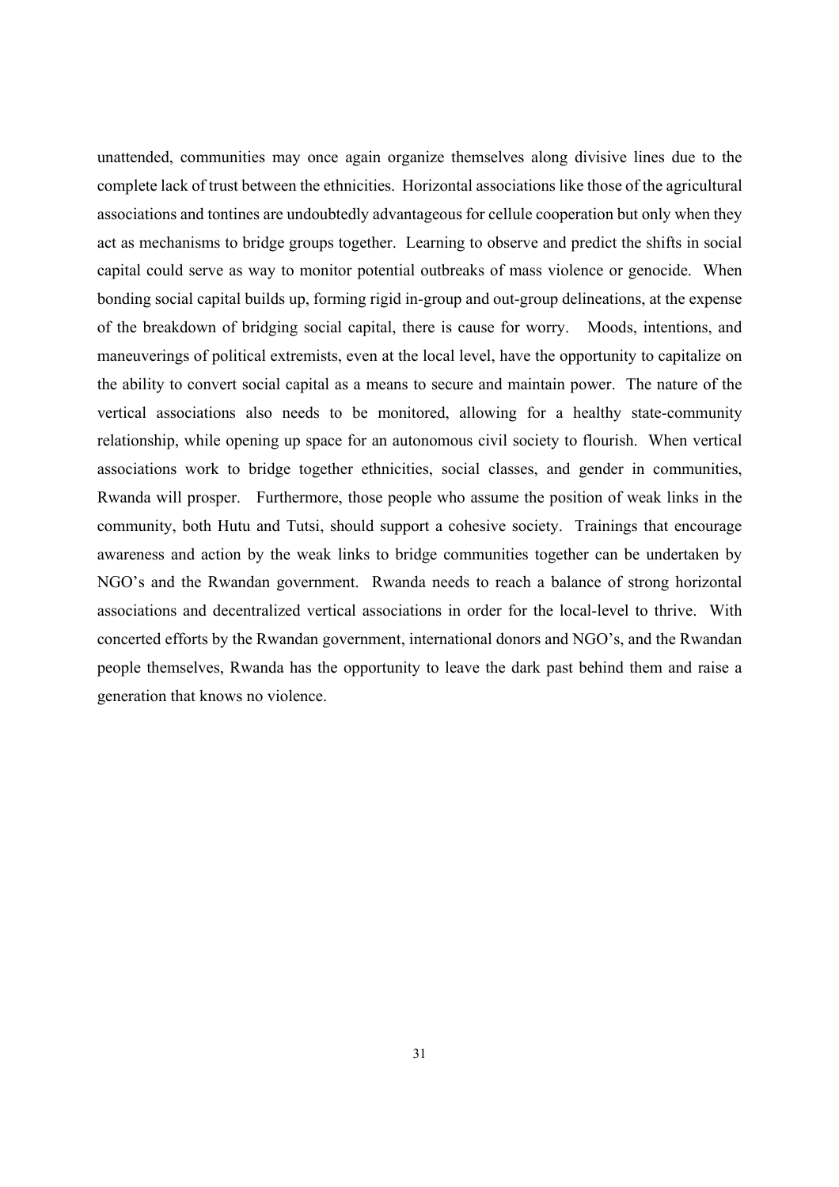unattended, communities may once again organize themselves along divisive lines due to the complete lack of trust between the ethnicities. Horizontal associations like those of the agricultural associations and tontines are undoubtedly advantageous for cellule cooperation but only when they act as mechanisms to bridge groups together. Learning to observe and predict the shifts in social capital could serve as way to monitor potential outbreaks of mass violence or genocide. When bonding social capital builds up, forming rigid in-group and out-group delineations, at the expense of the breakdown of bridging social capital, there is cause for worry. Moods, intentions, and maneuverings of political extremists, even at the local level, have the opportunity to capitalize on the ability to convert social capital as a means to secure and maintain power. The nature of the vertical associations also needs to be monitored, allowing for a healthy state-community relationship, while opening up space for an autonomous civil society to flourish. When vertical associations work to bridge together ethnicities, social classes, and gender in communities, Rwanda will prosper. Furthermore, those people who assume the position of weak links in the community, both Hutu and Tutsi, should support a cohesive society. Trainings that encourage awareness and action by the weak links to bridge communities together can be undertaken by NGO's and the Rwandan government. Rwanda needs to reach a balance of strong horizontal associations and decentralized vertical associations in order for the local-level to thrive. With concerted efforts by the Rwandan government, international donors and NGO's, and the Rwandan people themselves, Rwanda has the opportunity to leave the dark past behind them and raise a generation that knows no violence.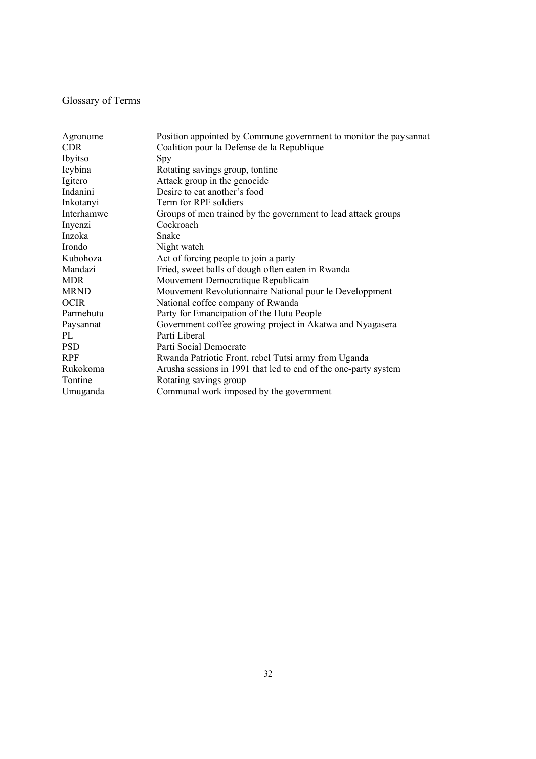# Glossary of Terms

| | |
|---|---|
| Agronome | Position appointed by Commune government to monitor the paysannat |
| CDR | Coalition pour la Defense de la Republique |
| Ibyitso | Spy |
| Icybina | Rotating savings group, tontine |
| Igitero | Attack group in the genocide |
| Indanini | Desire to eat another's food |
| Inkotanyi | Term for RPF soldiers |
| Interhamwe | Groups of men trained by the government to lead attack groups |
| Inyenzi | Cockroach |
| Inzoka | Snake |
| Irondo | Night watch |
| Kubohoza | Act of forcing people to join a party |
| Mandazi | Fried, sweet balls of dough often eaten in Rwanda |
| MDR | Mouvement Democratique Republicain |
| MRND | Mouvement Revolutionnaire National pour le Developpment |
| OCIR | National coffee company of Rwanda |
| Parmehutu | Party for Emancipation of the Hutu People |
| Paysannat | Government coffee growing project in Akatwa and Nyagasera |
| PL | Parti Liberal |
| PSD | Parti Social Democrate |
| RPF | Rwanda Patriotic Front, rebel Tutsi army from Uganda |
| Rukokoma | Arusha sessions in 1991 that led to end of the one-party system |
| Tontine | Rotating savings group |
| Umuganda | Communal work imposed by the government |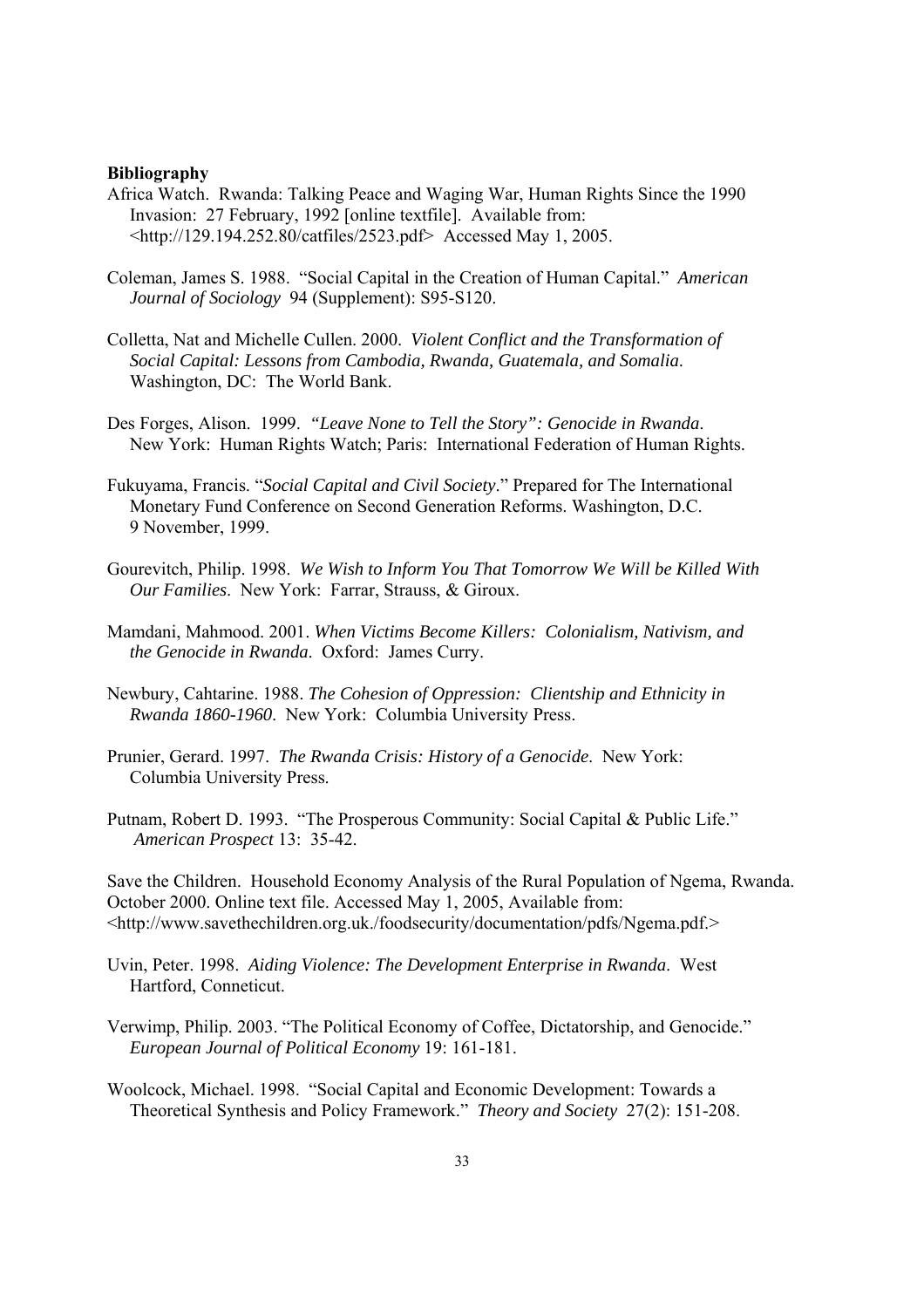**Bibliography**

Africa Watch. Rwanda: Talking Peace and Waging War, Human Rights Since the 1990 Invasion: 27 February, 1992 [online textfile]. Available from: <http://129.194.252.80/catfiles/2523.pdf> Accessed May 1, 2005.

Coleman, James S. 1988. "Social Capital in the Creation of Human Capital." *American Journal of Sociology* 94 (Supplement): S95-S120.

Colletta, Nat and Michelle Cullen. 2000. *Violent Conflict and the Transformation of Social Capital: Lessons from Cambodia, Rwanda, Guatemala, and Somalia*. Washington, DC: The World Bank.

Des Forges, Alison. 1999. *"Leave None to Tell the Story": Genocide in Rwanda*. New York: Human Rights Watch; Paris: International Federation of Human Rights.

Fukuyama, Francis. "*Social Capital and Civil Society*." Prepared for The International Monetary Fund Conference on Second Generation Reforms. Washington, D.C. 9 November, 1999.

Gourevitch, Philip. 1998. *We Wish to Inform You That Tomorrow We Will be Killed With Our Families*. New York: Farrar, Strauss, & Giroux.

Mamdani, Mahmood. 2001. *When Victims Become Killers: Colonialism, Nativism, and the Genocide in Rwanda*. Oxford: James Curry.

Newbury, Cahtarine. 1988. *The Cohesion of Oppression: Clientship and Ethnicity in Rwanda 1860-1960*. New York: Columbia University Press.

Prunier, Gerard. 1997. *The Rwanda Crisis: History of a Genocide*. New York: Columbia University Press.

Putnam, Robert D. 1993. "The Prosperous Community: Social Capital & Public Life." *American Prospect* 13: 35-42.

Save the Children. Household Economy Analysis of the Rural Population of Ngema, Rwanda. October 2000. Online text file. Accessed May 1, 2005, Available from: <http://www.savethechildren.org.uk./foodsecurity/documentation/pdfs/Ngema.pdf.>

Uvin, Peter. 1998. *Aiding Violence: The Development Enterprise in Rwanda*. West Hartford, Conneticut.

Verwimp, Philip. 2003. "The Political Economy of Coffee, Dictatorship, and Genocide." *European Journal of Political Economy* 19: 161-181.

Woolcock, Michael. 1998. "Social Capital and Economic Development: Towards a Theoretical Synthesis and Policy Framework." *Theory and Society* 27(2): 151-208.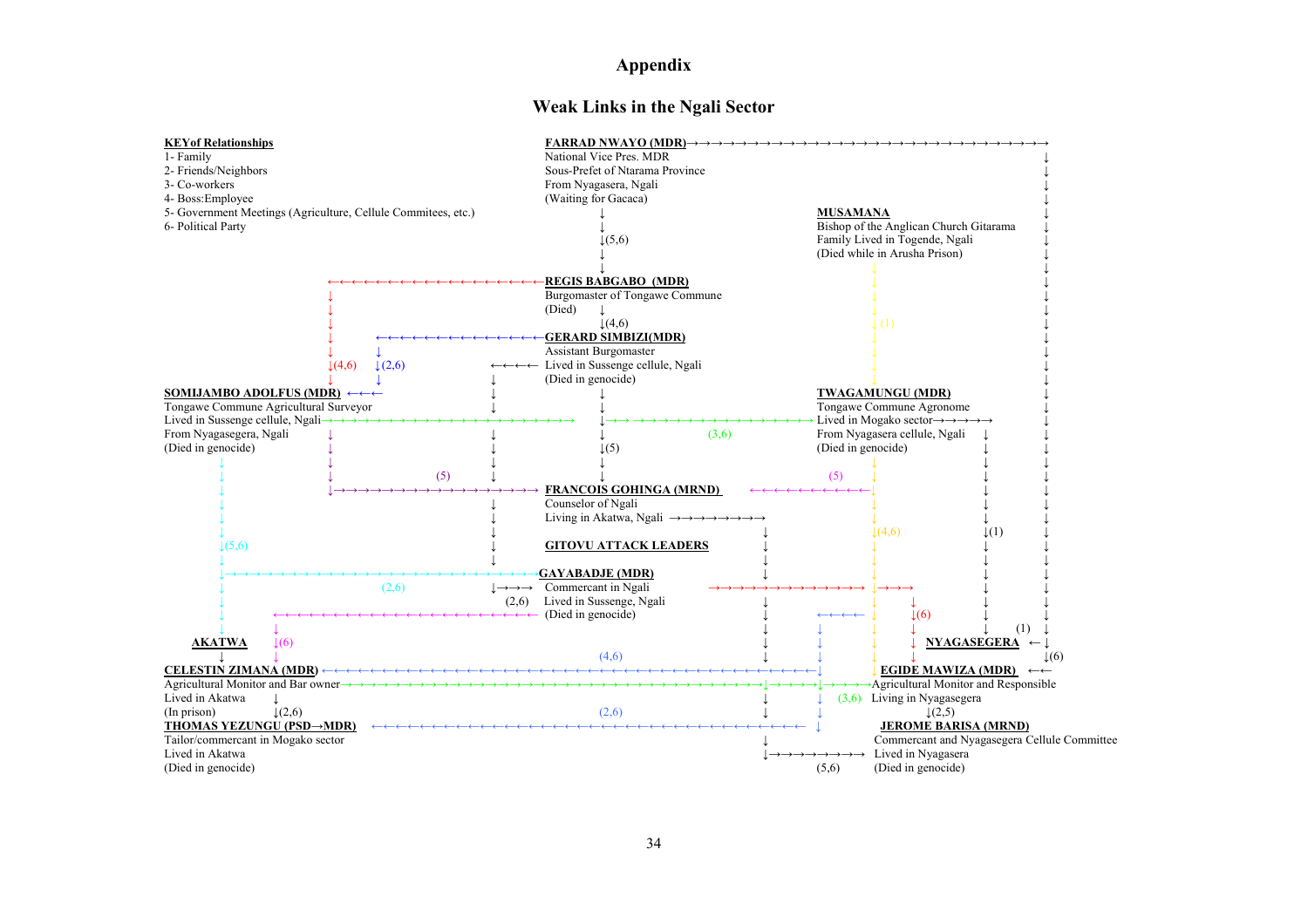# Appendix

## Weak Links in the Ngali Sector

**KEYof Relationships**

1- Family
2- Friends/Neighbors
3- Co-workers
4- Boss:Employee
5- Government Meetings (Agriculture, Cellule Commitees, etc.)
6- Political Party

**FARRAD NWAYO (MDR)**
National Vice Pres. MDR
Sous-Prefet of Ntarama Province
From Nyagasera, Ngali
(Waiting for Gacaca)

(5,6)

**MUSAMANA**
Bishop of the Anglican Church Gitarama
Family Lived in Togende, Ngali
(Died while in Arusha Prison)

**REGIS BABGABO (MDR)**
Burgomaster of Tongawe Commune
(Died)

(4,6)

(1)

**GERARD SIMBIZI(MDR)**
Assistant Burgomaster
Lived in Sussenge cellule, Ngali
(Died in genocide)

(4,6)

(2,6)

**SOMIJAMBO ADOLFUS (MDR)**
Tongawe Commune Agricultural Surveyor
Lived in Sussenge cellule, Ngali
From Nyagasegera, Ngali
(Died in genocide)

**TWAGAMUNGU (MDR)**
Tongawe Commune Agronome
Lived in Mogako sector
From Nyagasera cellule, Ngali
(Died in genocide)

(3,6)

(5)

(5)

(5)

**FRANCOIS GOHINGA (MRND)**
Counselor of Ngali
Living in Akatwa, Ngali

(4,6)

(1)

(5,6)

**GITOVU ATTACK LEADERS**

**GAYABADJE (MDR)**
Commercant in Ngali
Lived in Sussenge, Ngali
(Died in genocide)

(2,6)

(2,6)

(6)

(1)

**AKATWA**

(6)

**NYAGASEGERA**

(6)

(4,6)

**CELESTIN ZIMANA (MDR)**
Agricultural Monitor and Bar owner
Lived in Akatwa
(In prison)

(2,6)

**EGIDE MAWIZA (MDR)**
Agricultural Monitor and Responsible
Living in Nyagasegera

(3,6)

(2,6)

(2,5)

**THOMAS YEZUNGU (PSD→MDR)**
Tailor/commercant in Mogako sector
Lived in Akatwa
(Died in genocide)

**JEROME BARISA (MRND)**
Commercant and Nyagasegera Cellule Committee
Lived in Nyagasera
(Died in genocide)

(5,6)